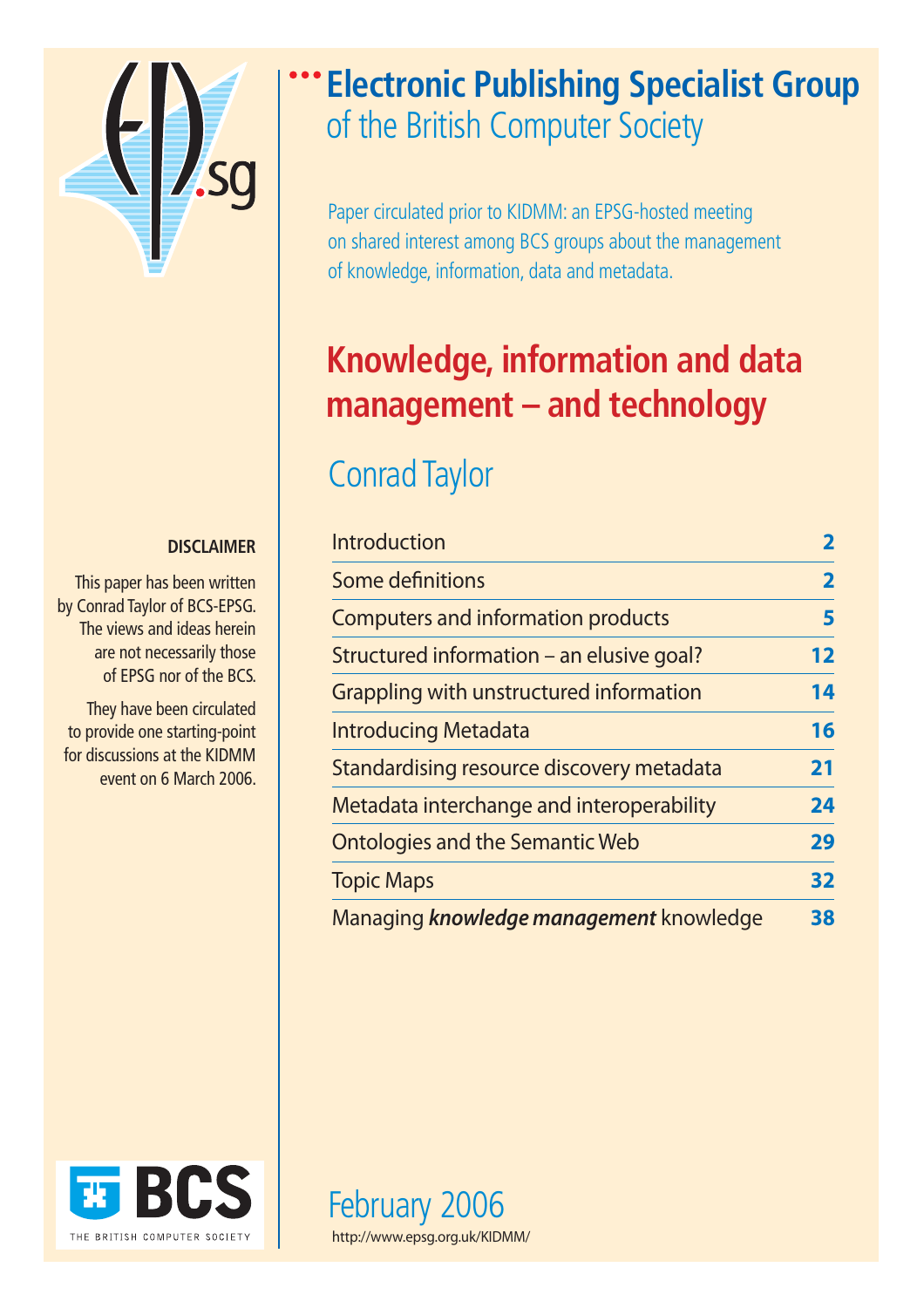**Electronic Publishing Specialist Group**
of the British Computer Society

Paper circulated prior to KIDMM: an EPSG-hosted meeting on shared interest among BCS groups about the management of knowledge, information, data and metadata.

# Knowledge, information and data management – and technology

## Conrad Taylor

**DISCLAIMER**

This paper has been written by Conrad Taylor of BCS-EPSG. The views and ideas herein are not necessarily those of EPSG nor of the BCS.

They have been circulated to provide one starting-point for discussions at the KIDMM event on 6 March 2006.

| | |
|---|---|
| Introduction | **2** |
| Some definitions | **2** |
| Computers and information products | **5** |
| Structured information – an elusive goal? | **12** |
| Grappling with unstructured information | **14** |
| Introducing Metadata | **16** |
| Standardising resource discovery metadata | **21** |
| Metadata interchange and interoperability | **24** |
| Ontologies and the Semantic Web | **29** |
| Topic Maps | **32** |
| Managing ***knowledge management*** knowledge | **38** |

THE BRITISH COMPUTER SOCIETY

February 2006

http://www.epsg.org.uk/KIDMM/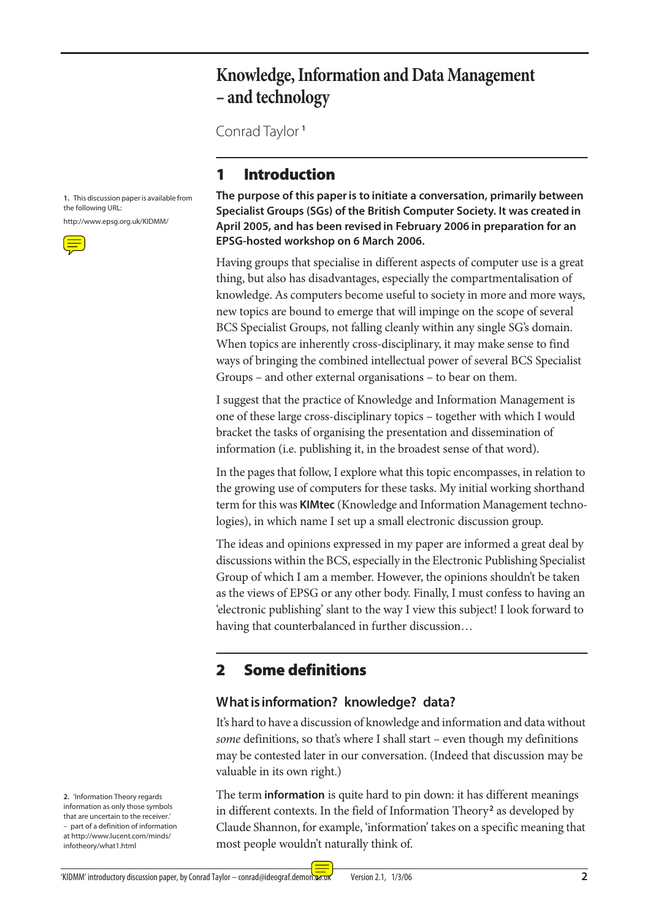# Knowledge, Information and Data Management – and technology

Conrad Taylor [1]

## 1 Introduction

**The purpose of this paper is to initiate a conversation, primarily between Specialist Groups (SGs) of the British Computer Society. It was created in April 2005, and has been revised in February 2006 in preparation for an EPSG-hosted workshop on 6 March 2006.**

Having groups that specialise in different aspects of computer use is a great thing, but also has disadvantages, especially the compartmentalisation of knowledge. As computers become useful to society in more and more ways, new topics are bound to emerge that will impinge on the scope of several BCS Specialist Groups, not falling cleanly within any single SG's domain. When topics are inherently cross-disciplinary, it may make sense to find ways of bringing the combined intellectual power of several BCS Specialist Groups – and other external organisations – to bear on them.

I suggest that the practice of Knowledge and Information Management is one of these large cross-disciplinary topics – together with which I would bracket the tasks of organising the presentation and dissemination of information (i.e. publishing it, in the broadest sense of that word).

In the pages that follow, I explore what this topic encompasses, in relation to the growing use of computers for these tasks. My initial working shorthand term for this was **KIMtec** (Knowledge and Information Management technologies), in which name I set up a small electronic discussion group.

The ideas and opinions expressed in my paper are informed a great deal by discussions within the BCS, especially in the Electronic Publishing Specialist Group of which I am a member. However, the opinions shouldn't be taken as the views of EPSG or any other body. Finally, I must confess to having an 'electronic publishing' slant to the way I view this subject! I look forward to having that counterbalanced in further discussion…

## 2 Some definitions

### What is information? knowledge? data?

It's hard to have a discussion of knowledge and information and data without *some* definitions, so that's where I shall start – even though my definitions may be contested later in our conversation. (Indeed that discussion may be valuable in its own right.)

The term **information** is quite hard to pin down: it has different meanings in different contexts. In the field of Information Theory[2] as developed by Claude Shannon, for example, 'information' takes on a specific meaning that most people wouldn't naturally think of.

---

1. This discussion paper is available from the following URL: http://www.epsg.org.uk/KIDMM/

2. 'Information Theory regards information as only those symbols that are uncertain to the receiver.' – part of a definition of information at http://www.lucent.com/minds/infotheory/what1.html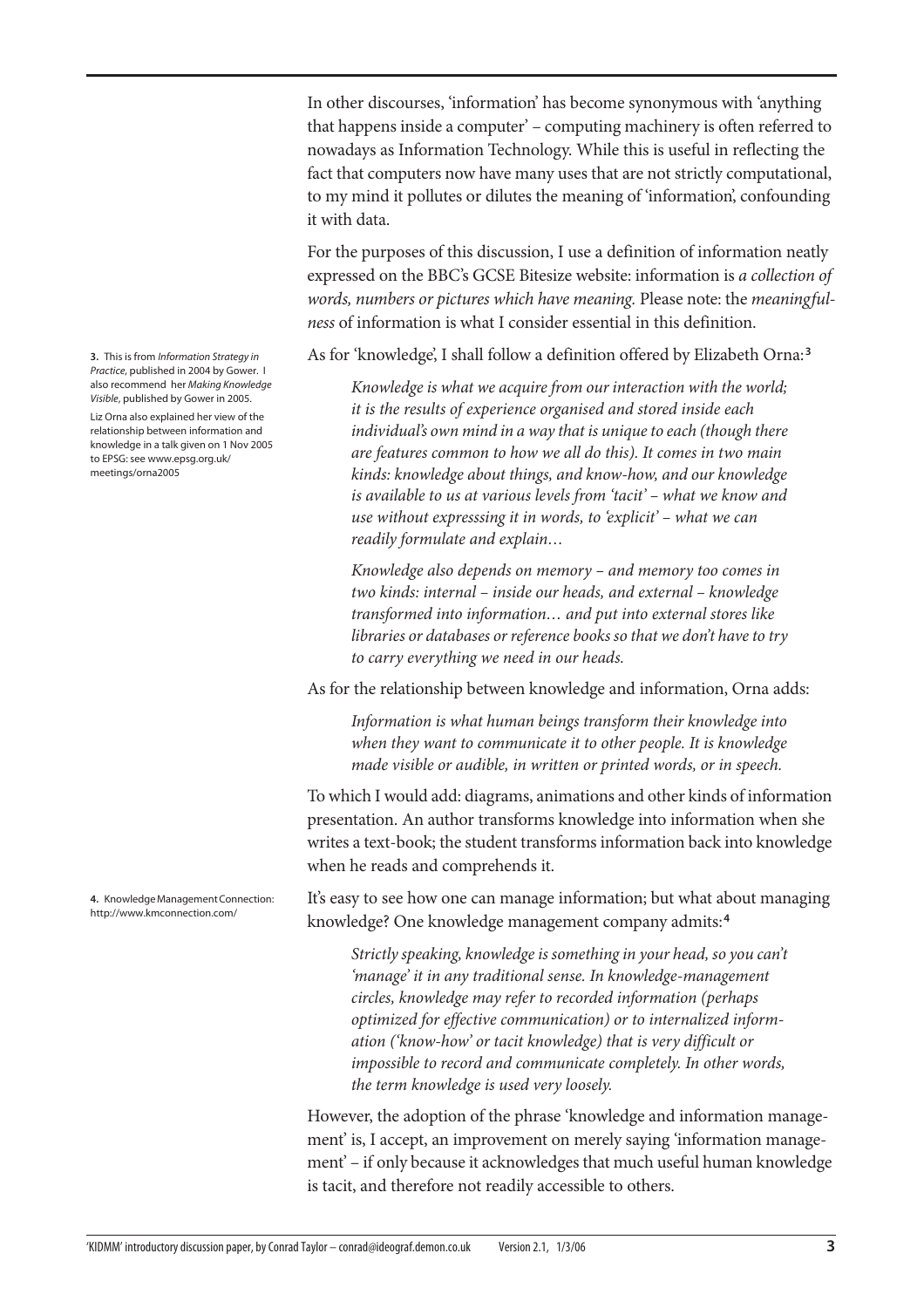In other discourses, 'information' has become synonymous with 'anything that happens inside a computer' – computing machinery is often referred to nowadays as Information Technology. While this is useful in reflecting the fact that computers now have many uses that are not strictly computational, to my mind it pollutes or dilutes the meaning of 'information', confounding it with data.

For the purposes of this discussion, I use a definition of information neatly expressed on the BBC's GCSE Bitesize website: information is *a collection of words, numbers or pictures which have meaning.* Please note: the *meaningfulness* of information is what I consider essential in this definition.

As for 'knowledge', I shall follow a definition offered by Elizabeth Orna:[3]

> *Knowledge is what we acquire from our interaction with the world; it is the results of experience organised and stored inside each individual's own mind in a way that is unique to each (though there are features common to how we all do this). It comes in two main kinds: knowledge about things, and know-how, and our knowledge is available to us at various levels from 'tacit' – what we know and use without expresssing it in words, to 'explicit' – what we can readily formulate and explain…*
>
> *Knowledge also depends on memory – and memory too comes in two kinds: internal – inside our heads, and external – knowledge transformed into information… and put into external stores like libraries or databases or reference books so that we don't have to try to carry everything we need in our heads.*

As for the relationship between knowledge and information, Orna adds:

> *Information is what human beings transform their knowledge into when they want to communicate it to other people. It is knowledge made visible or audible, in written or printed words, or in speech.*

To which I would add: diagrams, animations and other kinds of information presentation. An author transforms knowledge into information when she writes a text-book; the student transforms information back into knowledge when he reads and comprehends it.

It's easy to see how one can manage information; but what about managing knowledge? One knowledge management company admits:[4]

> *Strictly speaking, knowledge is something in your head, so you can't 'manage' it in any traditional sense. In knowledge-management circles, knowledge may refer to recorded information (perhaps optimized for effective communication) or to internalized information ('know-how' or tacit knowledge) that is very difficult or impossible to record and communicate completely. In other words, the term knowledge is used very loosely.*

However, the adoption of the phrase 'knowledge and information management' is, I accept, an improvement on merely saying 'information management' – if only because it acknowledges that much useful human knowledge is tacit, and therefore not readily accessible to others.

---

**3.** This is from *Information Strategy in Practice*, published in 2004 by Gower. I also recommend her *Making Knowledge Visible*, published by Gower in 2005.

Liz Orna also explained her view of the relationship between information and knowledge in a talk given on 1 Nov 2005 to EPSG: see www.epsg.org.uk/meetings/orna2005

**4.** Knowledge Management Connection: http://www.kmconnection.com/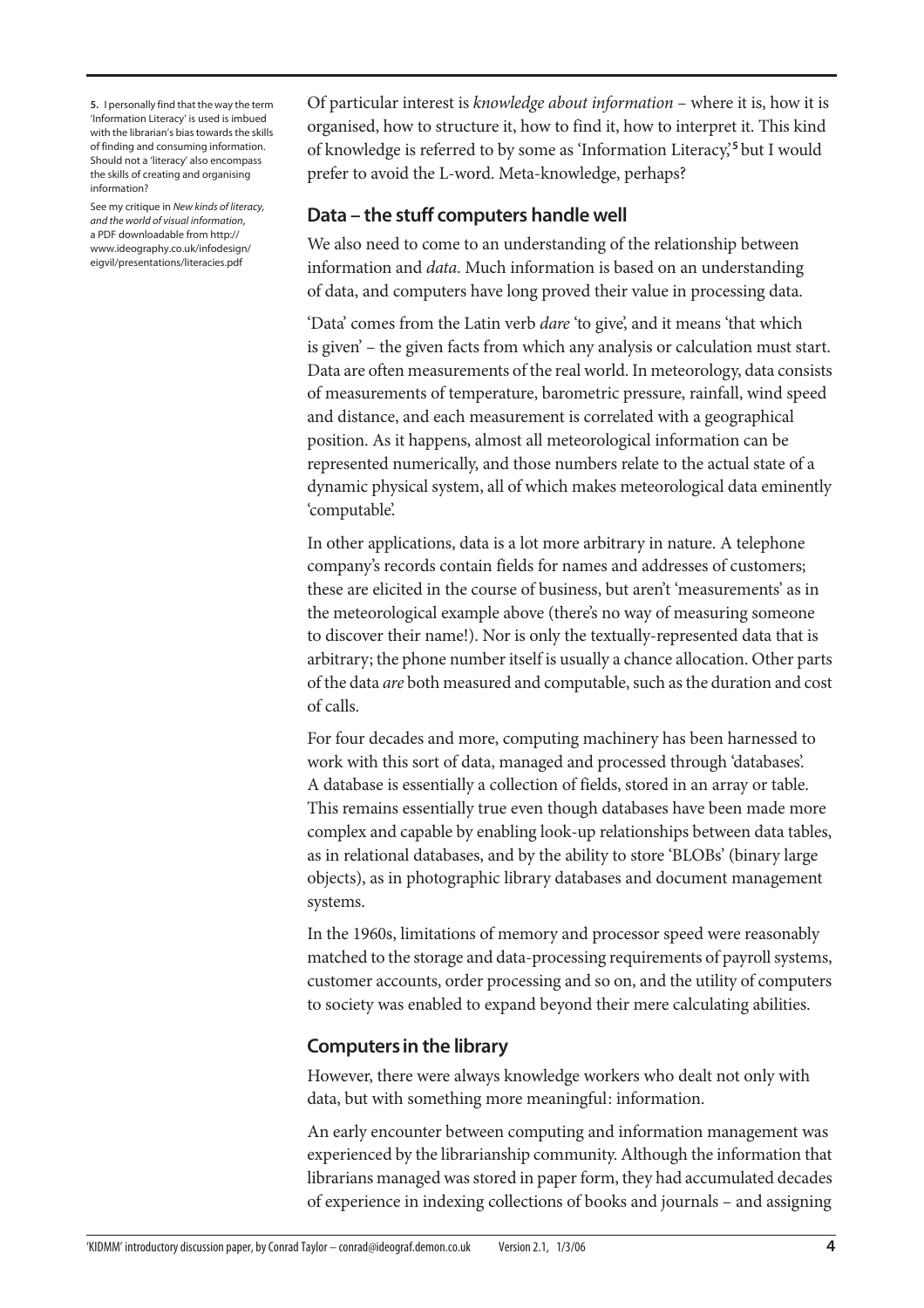Of particular interest is *knowledge about information* – where it is, how it is organised, how to structure it, how to find it, how to interpret it. This kind of knowledge is referred to by some as 'Information Literacy',[5] but I would prefer to avoid the L-word. Meta-knowledge, perhaps?

5. I personally find that the way the term 'Information Literacy' is used is imbued with the librarian's bias towards the skills of finding and consuming information. Should not a 'literacy' also encompass the skills of creating and organising information?

See my critique in *New kinds of literacy, and the world of visual information*, a PDF downloadable from http://www.ideography.co.uk/infodesign/eigvil/presentations/literacies.pdf

## Data – the stuff computers handle well

We also need to come to an understanding of the relationship between information and *data*. Much information is based on an understanding of data, and computers have long proved their value in processing data.

'Data' comes from the Latin verb *dare* 'to give', and it means 'that which is given' – the given facts from which any analysis or calculation must start. Data are often measurements of the real world. In meteorology, data consists of measurements of temperature, barometric pressure, rainfall, wind speed and distance, and each measurement is correlated with a geographical position. As it happens, almost all meteorological information can be represented numerically, and those numbers relate to the actual state of a dynamic physical system, all of which makes meteorological data eminently 'computable'.

In other applications, data is a lot more arbitrary in nature. A telephone company's records contain fields for names and addresses of customers; these are elicited in the course of business, but aren't 'measurements' as in the meteorological example above (there's no way of measuring someone to discover their name!). Nor is only the textually-represented data that is arbitrary; the phone number itself is usually a chance allocation. Other parts of the data *are* both measured and computable, such as the duration and cost of calls.

For four decades and more, computing machinery has been harnessed to work with this sort of data, managed and processed through 'databases'. A database is essentially a collection of fields, stored in an array or table. This remains essentially true even though databases have been made more complex and capable by enabling look-up relationships between data tables, as in relational databases, and by the ability to store 'BLOBs' (binary large objects), as in photographic library databases and document management systems.

In the 1960s, limitations of memory and processor speed were reasonably matched to the storage and data-processing requirements of payroll systems, customer accounts, order processing and so on, and the utility of computers to society was enabled to expand beyond their mere calculating abilities.

## Computers in the library

However, there were always knowledge workers who dealt not only with data, but with something more meaningful: information.

An early encounter between computing and information management was experienced by the librarianship community. Although the information that librarians managed was stored in paper form, they had accumulated decades of experience in indexing collections of books and journals – and assigning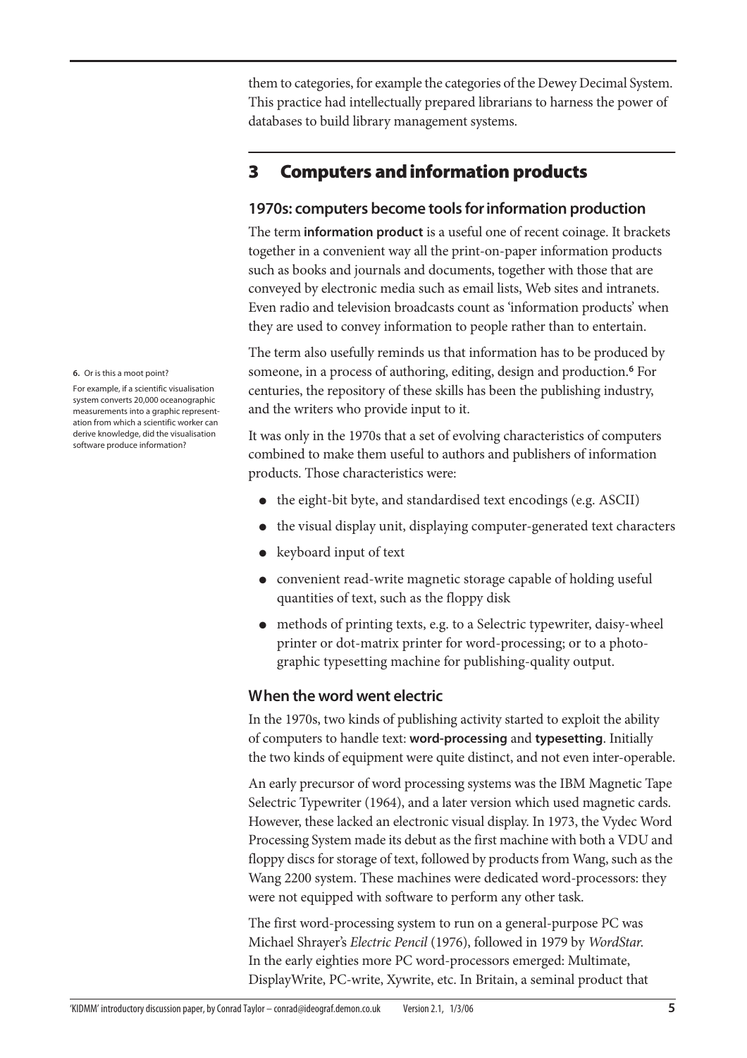them to categories, for example the categories of the Dewey Decimal System. This practice had intellectually prepared librarians to harness the power of databases to build library management systems.

## 3 Computers and information products

### 1970s: computers become tools for information production

The term **information product** is a useful one of recent coinage. It brackets together in a convenient way all the print-on-paper information products such as books and journals and documents, together with those that are conveyed by electronic media such as email lists, Web sites and intranets. Even radio and television broadcasts count as 'information products' when they are used to convey information to people rather than to entertain.

The term also usefully reminds us that information has to be produced by someone, in a process of authoring, editing, design and production.[6] For centuries, the repository of these skills has been the publishing industry, and the writers who provide input to it.

**6.** Or is this a moot point?

For example, if a scientific visualisation system converts 20,000 oceanographic measurements into a graphic representation from which a scientific worker can derive knowledge, did the visualisation software produce information?

It was only in the 1970s that a set of evolving characteristics of computers combined to make them useful to authors and publishers of information products. Those characteristics were:

- the eight-bit byte, and standardised text encodings (e.g. ASCII)
- the visual display unit, displaying computer-generated text characters
- keyboard input of text
- convenient read-write magnetic storage capable of holding useful quantities of text, such as the floppy disk
- methods of printing texts, e.g. to a Selectric typewriter, daisy-wheel printer or dot-matrix printer for word-processing; or to a photographic typesetting machine for publishing-quality output.

### When the word went electric

In the 1970s, two kinds of publishing activity started to exploit the ability of computers to handle text: **word-processing** and **typesetting**. Initially the two kinds of equipment were quite distinct, and not even inter-operable.

An early precursor of word processing systems was the IBM Magnetic Tape Selectric Typewriter (1964), and a later version which used magnetic cards. However, these lacked an electronic visual display. In 1973, the Vydec Word Processing System made its debut as the first machine with both a VDU and floppy discs for storage of text, followed by products from Wang, such as the Wang 2200 system. These machines were dedicated word-processors: they were not equipped with software to perform any other task.

The first word-processing system to run on a general-purpose PC was Michael Shrayer's *Electric Pencil* (1976), followed in 1979 by *WordStar.* In the early eighties more PC word-processors emerged: Multimate, DisplayWrite, PC-write, Xywrite, etc. In Britain, a seminal product that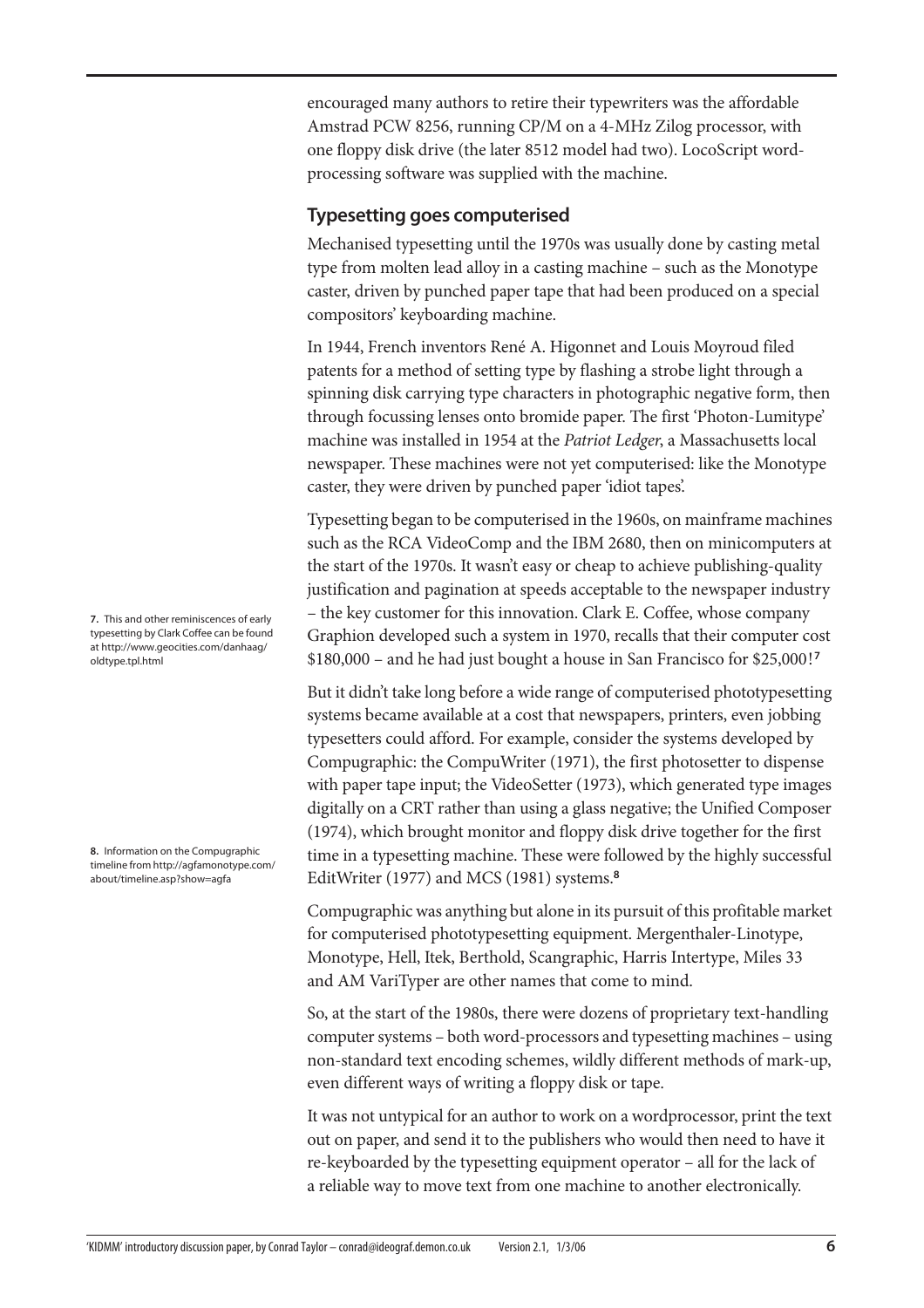encouraged many authors to retire their typewriters was the affordable Amstrad PCW 8256, running CP/M on a 4-MHz Zilog processor, with one floppy disk drive (the later 8512 model had two). LocoScript word-processing software was supplied with the machine.

## Typesetting goes computerised

Mechanised typesetting until the 1970s was usually done by casting metal type from molten lead alloy in a casting machine – such as the Monotype caster, driven by punched paper tape that had been produced on a special compositors' keyboarding machine.

In 1944, French inventors René A. Higonnet and Louis Moyroud filed patents for a method of setting type by flashing a strobe light through a spinning disk carrying type characters in photographic negative form, then through focussing lenses onto bromide paper. The first 'Photon-Lumitype' machine was installed in 1954 at the *Patriot Ledger*, a Massachusetts local newspaper. These machines were not yet computerised: like the Monotype caster, they were driven by punched paper 'idiot tapes'.

Typesetting began to be computerised in the 1960s, on mainframe machines such as the RCA VideoComp and the IBM 2680, then on minicomputers at the start of the 1970s. It wasn't easy or cheap to achieve publishing-quality justification and pagination at speeds acceptable to the newspaper industry – the key customer for this innovation. Clark E. Coffee, whose company Graphion developed such a system in 1970, recalls that their computer cost $180,000 – and he had just bought a house in San Francisco for $25,000![7]

But it didn't take long before a wide range of computerised phototypesetting systems became available at a cost that newspapers, printers, even jobbing typesetters could afford. For example, consider the systems developed by Compugraphic: the CompuWriter (1971), the first photosetter to dispense with paper tape input; the VideoSetter (1973), which generated type images digitally on a CRT rather than using a glass negative; the Unified Composer (1974), which brought monitor and floppy disk drive together for the first time in a typesetting machine. These were followed by the highly successful EditWriter (1977) and MCS (1981) systems.[8]

Compugraphic was anything but alone in its pursuit of this profitable market for computerised phototypesetting equipment. Mergenthaler-Linotype, Monotype, Hell, Itek, Berthold, Scangraphic, Harris Intertype, Miles 33 and AM VariTyper are other names that come to mind.

So, at the start of the 1980s, there were dozens of proprietary text-handling computer systems – both word-processors and typesetting machines – using non-standard text encoding schemes, wildly different methods of mark-up, even different ways of writing a floppy disk or tape.

It was not untypical for an author to work on a wordprocessor, print the text out on paper, and send it to the publishers who would then need to have it re-keyboarded by the typesetting equipment operator – all for the lack of a reliable way to move text from one machine to another electronically.

**7.** This and other reminiscences of early typesetting by Clark Coffee can be found at http://www.geocities.com/danhaag/oldtype.tpl.html

**8.** Information on the Compugraphic timeline from http://agfamonotype.com/about/timeline.asp?show=agfa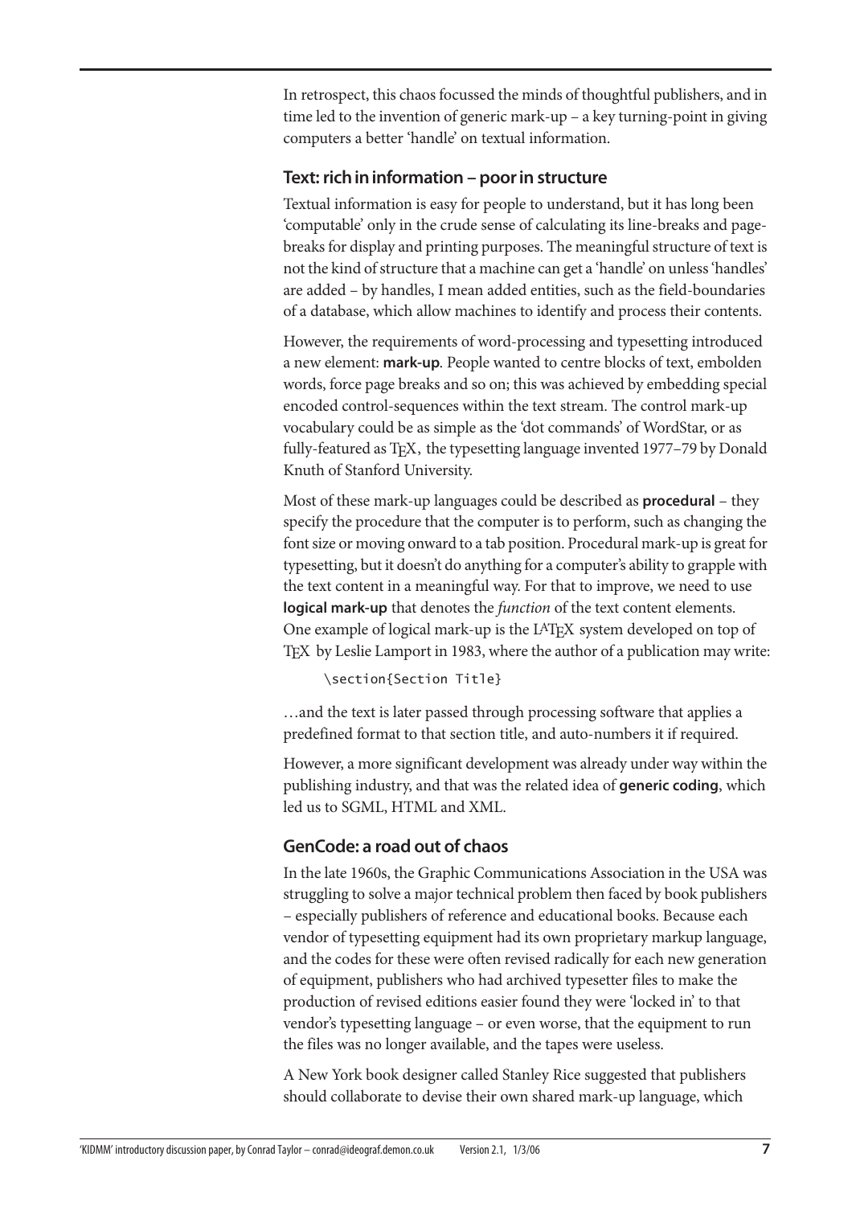In retrospect, this chaos focussed the minds of thoughtful publishers, and in time led to the invention of generic mark-up – a key turning-point in giving computers a better 'handle' on textual information.

## Text: rich in information – poor in structure

Textual information is easy for people to understand, but it has long been 'computable' only in the crude sense of calculating its line-breaks and page-breaks for display and printing purposes. The meaningful structure of text is not the kind of structure that a machine can get a 'handle' on unless 'handles' are added – by handles, I mean added entities, such as the field-boundaries of a database, which allow machines to identify and process their contents.

However, the requirements of word-processing and typesetting introduced a new element: **mark-up**. People wanted to centre blocks of text, embolden words, force page breaks and so on; this was achieved by embedding special encoded control-sequences within the text stream. The control mark-up vocabulary could be as simple as the 'dot commands' of WordStar, or as fully-featured as TEX, the typesetting language invented 1977–79 by Donald Knuth of Stanford University.

Most of these mark-up languages could be described as **procedural** – they specify the procedure that the computer is to perform, such as changing the font size or moving onward to a tab position. Procedural mark-up is great for typesetting, but it doesn't do anything for a computer's ability to grapple with the text content in a meaningful way. For that to improve, we need to use **logical mark-up** that denotes the *function* of the text content elements. One example of logical mark-up is the LATEX system developed on top of TEX by Leslie Lamport in 1983, where the author of a publication may write:

```
\section{Section Title}
```

…and the text is later passed through processing software that applies a predefined format to that section title, and auto-numbers it if required.

However, a more significant development was already under way within the publishing industry, and that was the related idea of **generic coding**, which led us to SGML, HTML and XML.

## GenCode: a road out of chaos

In the late 1960s, the Graphic Communications Association in the USA was struggling to solve a major technical problem then faced by book publishers – especially publishers of reference and educational books. Because each vendor of typesetting equipment had its own proprietary markup language, and the codes for these were often revised radically for each new generation of equipment, publishers who had archived typesetter files to make the production of revised editions easier found they were 'locked in' to that vendor's typesetting language – or even worse, that the equipment to run the files was no longer available, and the tapes were useless.

A New York book designer called Stanley Rice suggested that publishers should collaborate to devise their own shared mark-up language, which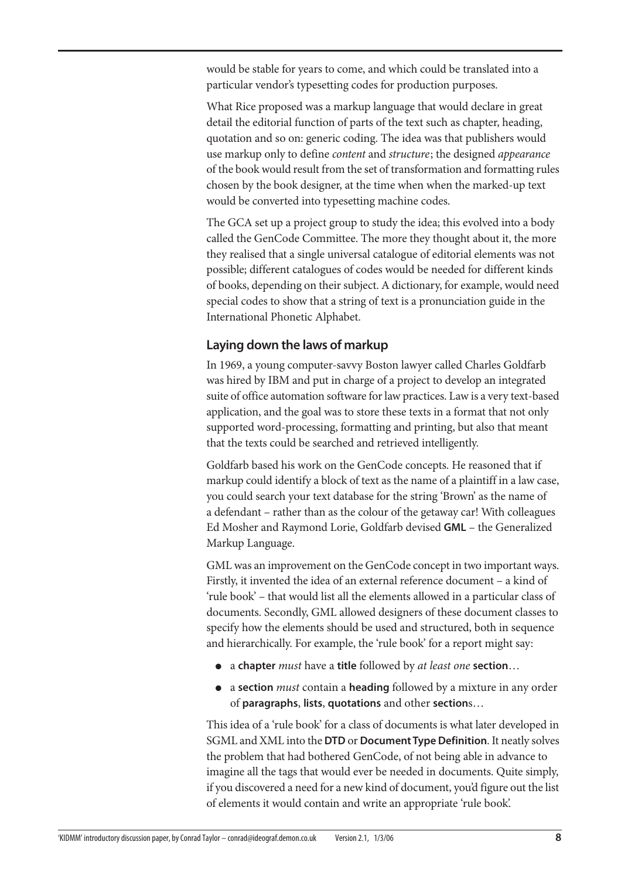would be stable for years to come, and which could be translated into a particular vendor's typesetting codes for production purposes.

What Rice proposed was a markup language that would declare in great detail the editorial function of parts of the text such as chapter, heading, quotation and so on: generic coding. The idea was that publishers would use markup only to define *content* and *structure*; the designed *appearance* of the book would result from the set of transformation and formatting rules chosen by the book designer, at the time when when the marked-up text would be converted into typesetting machine codes.

The GCA set up a project group to study the idea; this evolved into a body called the GenCode Committee. The more they thought about it, the more they realised that a single universal catalogue of editorial elements was not possible; different catalogues of codes would be needed for different kinds of books, depending on their subject. A dictionary, for example, would need special codes to show that a string of text is a pronunciation guide in the International Phonetic Alphabet.

### Laying down the laws of markup

In 1969, a young computer-savvy Boston lawyer called Charles Goldfarb was hired by IBM and put in charge of a project to develop an integrated suite of office automation software for law practices. Law is a very text-based application, and the goal was to store these texts in a format that not only supported word-processing, formatting and printing, but also that meant that the texts could be searched and retrieved intelligently.

Goldfarb based his work on the GenCode concepts. He reasoned that if markup could identify a block of text as the name of a plaintiff in a law case, you could search your text database for the string 'Brown' as the name of a defendant – rather than as the colour of the getaway car! With colleagues Ed Mosher and Raymond Lorie, Goldfarb devised **GML** – the Generalized Markup Language.

GML was an improvement on the GenCode concept in two important ways. Firstly, it invented the idea of an external reference document – a kind of 'rule book' – that would list all the elements allowed in a particular class of documents. Secondly, GML allowed designers of these document classes to specify how the elements should be used and structured, both in sequence and hierarchically. For example, the 'rule book' for a report might say:

- a **chapter** *must* have a **title** followed by *at least one* **section**…
- a **section** *must* contain a **heading** followed by a mixture in any order of **paragraphs**, **lists**, **quotations** and other **section**s…

This idea of a 'rule book' for a class of documents is what later developed in SGML and XML into the **DTD** or **Document Type Definition**. It neatly solves the problem that had bothered GenCode, of not being able in advance to imagine all the tags that would ever be needed in documents. Quite simply, if you discovered a need for a new kind of document, you'd figure out the list of elements it would contain and write an appropriate 'rule book'.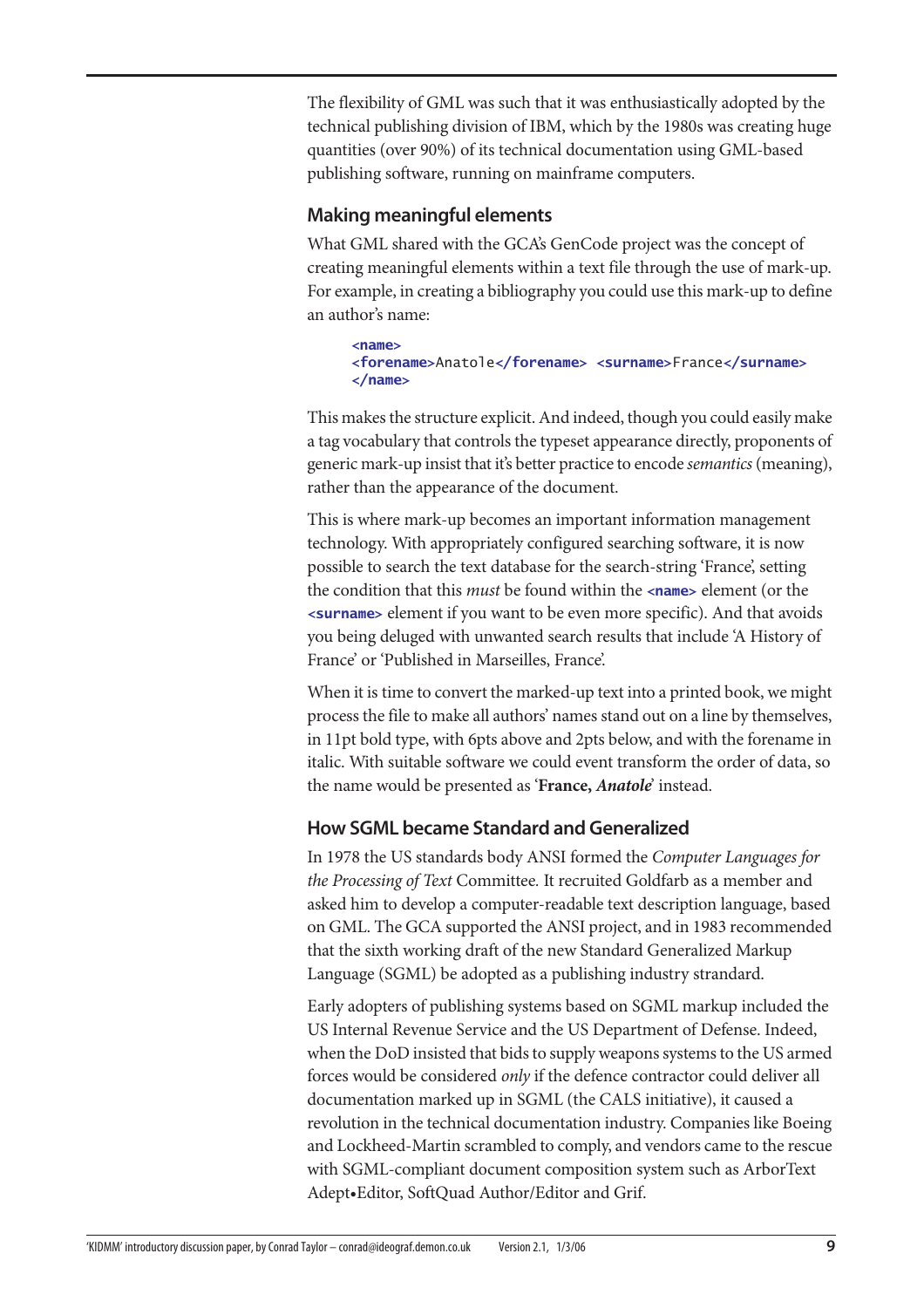The flexibility of GML was such that it was enthusiastically adopted by the technical publishing division of IBM, which by the 1980s was creating huge quantities (over 90%) of its technical documentation using GML-based publishing software, running on mainframe computers.

## Making meaningful elements

What GML shared with the GCA's GenCode project was the concept of creating meaningful elements within a text file through the use of mark-up. For example, in creating a bibliography you could use this mark-up to define an author's name:

```
<name>
<forename>Anatole</forename> <surname>France</surname>
</name>
```

This makes the structure explicit. And indeed, though you could easily make a tag vocabulary that controls the typeset appearance directly, proponents of generic mark-up insist that it's better practice to encode *semantics* (meaning), rather than the appearance of the document.

This is where mark-up becomes an important information management technology. With appropriately configured searching software, it is now possible to search the text database for the search-string 'France', setting the condition that this *must* be found within the `<name>` element (or the `<surname>` element if you want to be even more specific). And that avoids you being deluged with unwanted search results that include 'A History of France' or 'Published in Marseilles, France'.

When it is time to convert the marked-up text into a printed book, we might process the file to make all authors' names stand out on a line by themselves, in 11pt bold type, with 6pts above and 2pts below, and with the forename in italic. With suitable software we could event transform the order of data, so the name would be presented as '**France, *Anatole***' instead.

## How SGML became Standard and Generalized

In 1978 the US standards body ANSI formed the *Computer Languages for the Processing of Text* Committee. It recruited Goldfarb as a member and asked him to develop a computer-readable text description language, based on GML. The GCA supported the ANSI project, and in 1983 recommended that the sixth working draft of the new Standard Generalized Markup Language (SGML) be adopted as a publishing industry standard.

Early adopters of publishing systems based on SGML markup included the US Internal Revenue Service and the US Department of Defense. Indeed, when the DoD insisted that bids to supply weapons systems to the US armed forces would be considered *only* if the defence contractor could deliver all documentation marked up in SGML (the CALS initiative), it caused a revolution in the technical documentation industry. Companies like Boeing and Lockheed-Martin scrambled to comply, and vendors came to the rescue with SGML-compliant document composition system such as ArborText Adept•Editor, SoftQuad Author/Editor and Grif.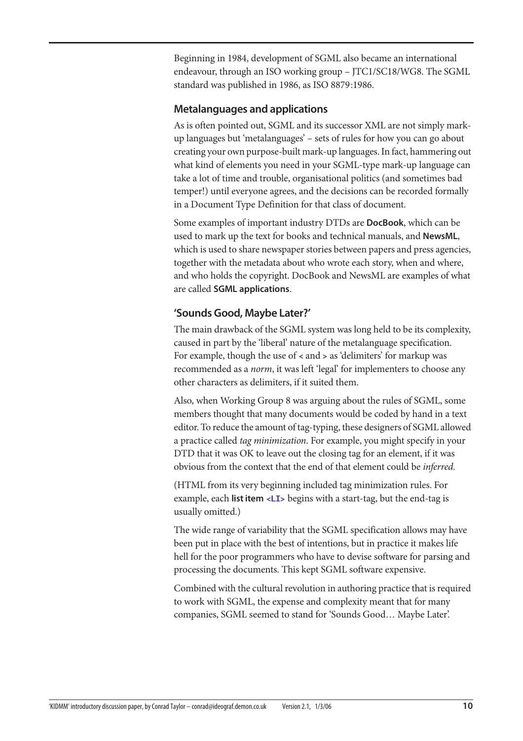Beginning in 1984, development of SGML also became an international endeavour, through an ISO working group – JTC1/SC18/WG8. The SGML standard was published in 1986, as ISO 8879:1986.

### Metalanguages and applications

As is often pointed out, SGML and its successor XML are not simply mark-up languages but 'metalanguages' – sets of rules for how you can go about creating your own purpose-built mark-up languages. In fact, hammering out what kind of elements you need in your SGML-type mark-up language can take a lot of time and trouble, organisational politics (and sometimes bad temper!) until everyone agrees, and the decisions can be recorded formally in a Document Type Definition for that class of document.

Some examples of important industry DTDs are **DocBook**, which can be used to mark up the text for books and technical manuals, and **NewsML**, which is used to share newspaper stories between papers and press agencies, together with the metadata about who wrote each story, when and where, and who holds the copyright. DocBook and NewsML are examples of what are called **SGML applications**.

### 'Sounds Good, Maybe Later?'

The main drawback of the SGML system was long held to be its complexity, caused in part by the 'liberal' nature of the metalanguage specification. For example, though the use of `<` and `>` as 'delimiters' for markup was recommended as a *norm*, it was left 'legal' for implementers to choose any other characters as delimiters, if it suited them.

Also, when Working Group 8 was arguing about the rules of SGML, some members thought that many documents would be coded by hand in a text editor. To reduce the amount of tag-typing, these designers of SGML allowed a practice called *tag minimization*. For example, you might specify in your DTD that it was OK to leave out the closing tag for an element, if it was obvious from the context that the end of that element could be *inferred*.

(HTML from its very beginning included tag minimization rules. For example, each **list item** `<LI>` begins with a start-tag, but the end-tag is usually omitted.)

The wide range of variability that the SGML specification allows may have been put in place with the best of intentions, but in practice it makes life hell for the poor programmers who have to devise software for parsing and processing the documents. This kept SGML software expensive.

Combined with the cultural revolution in authoring practice that is required to work with SGML, the expense and complexity meant that for many companies, SGML seemed to stand for 'Sounds Good… Maybe Later'.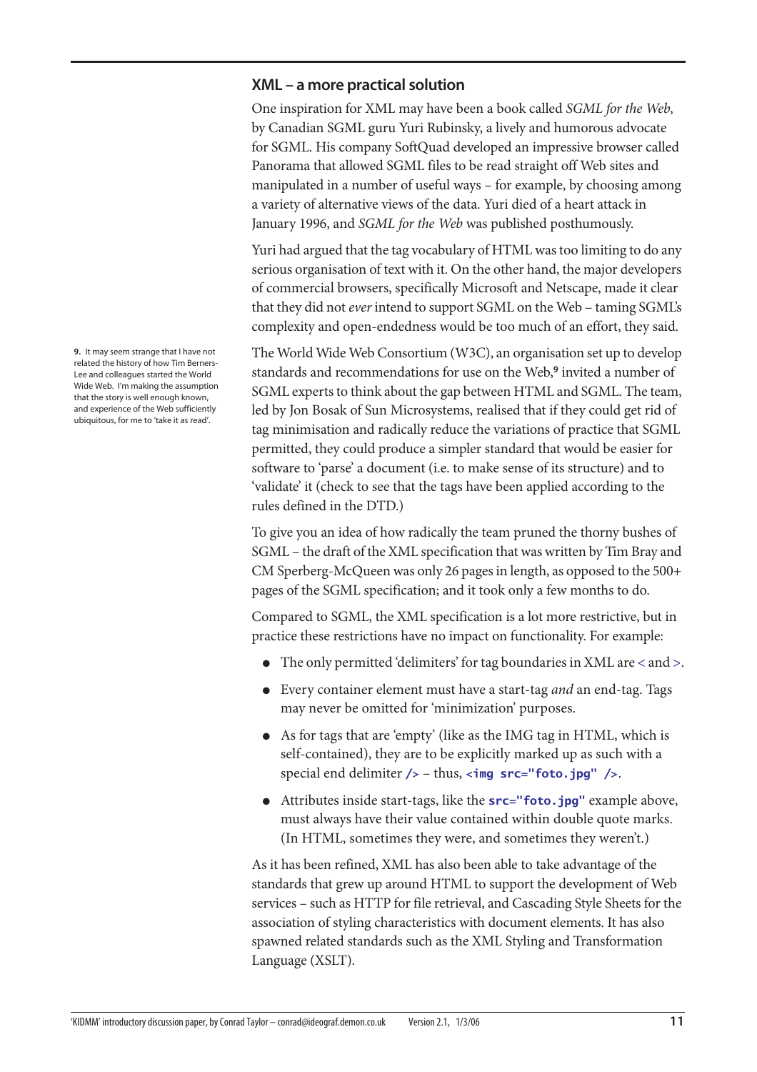## XML – a more practical solution

One inspiration for XML may have been a book called *SGML for the Web*, by Canadian SGML guru Yuri Rubinsky, a lively and humorous advocate for SGML. His company SoftQuad developed an impressive browser called Panorama that allowed SGML files to be read straight off Web sites and manipulated in a number of useful ways – for example, by choosing among a variety of alternative views of the data. Yuri died of a heart attack in January 1996, and *SGML for the Web* was published posthumously.

Yuri had argued that the tag vocabulary of HTML was too limiting to do any serious organisation of text with it. On the other hand, the major developers of commercial browsers, specifically Microsoft and Netscape, made it clear that they did not *ever* intend to support SGML on the Web – taming SGML's complexity and open-endedness would be too much of an effort, they said.

The World Wide Web Consortium (W3C), an organisation set up to develop standards and recommendations for use on the Web,[9] invited a number of SGML experts to think about the gap between HTML and SGML. The team, led by Jon Bosak of Sun Microsystems, realised that if they could get rid of tag minimisation and radically reduce the variations of practice that SGML permitted, they could produce a simpler standard that would be easier for software to 'parse' a document (i.e. to make sense of its structure) and to 'validate' it (check to see that the tags have been applied according to the rules defined in the DTD.)

To give you an idea of how radically the team pruned the thorny bushes of SGML – the draft of the XML specification that was written by Tim Bray and CM Sperberg-McQueen was only 26 pages in length, as opposed to the 500+ pages of the SGML specification; and it took only a few months to do.

Compared to SGML, the XML specification is a lot more restrictive, but in practice these restrictions have no impact on functionality. For example:

- The only permitted 'delimiters' for tag boundaries in XML are < and >.
- Every container element must have a start-tag *and* an end-tag. Tags may never be omitted for 'minimization' purposes.
- As for tags that are 'empty' (like as the IMG tag in HTML, which is self-contained), they are to be explicitly marked up as such with a special end delimiter `/>` – thus, `<img src="foto.jpg" />`.
- Attributes inside start-tags, like the `src="foto.jpg"` example above, must always have their value contained within double quote marks. (In HTML, sometimes they were, and sometimes they weren't.)

As it has been refined, XML has also been able to take advantage of the standards that grew up around HTML to support the development of Web services – such as HTTP for file retrieval, and Cascading Style Sheets for the association of styling characteristics with document elements. It has also spawned related standards such as the XML Styling and Transformation Language (XSLT).

**9.** It may seem strange that I have not related the history of how Tim Berners-Lee and colleagues started the World Wide Web. I'm making the assumption that the story is well enough known, and experience of the Web sufficiently ubiquitous, for me to 'take it as read'.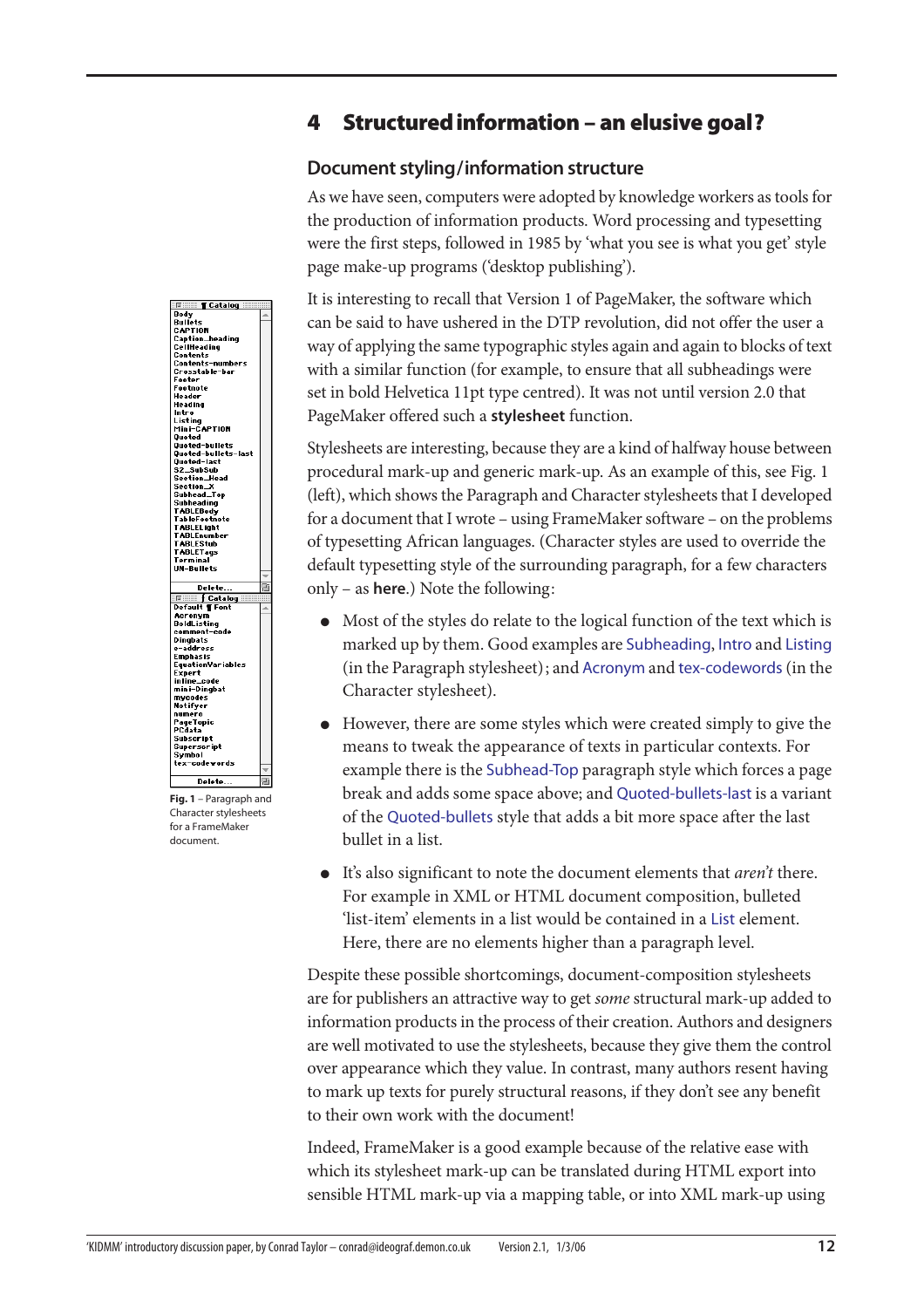# 4 Structured information – an elusive goal?

## Document styling/information structure

As we have seen, computers were adopted by knowledge workers as tools for the production of information products. Word processing and typesetting were the first steps, followed in 1985 by 'what you see is what you get' style page make-up programs ('desktop publishing').

It is interesting to recall that Version 1 of PageMaker, the software which can be said to have ushered in the DTP revolution, did not offer the user a way of applying the same typographic styles again and again to blocks of text with a similar function (for example, to ensure that all subheadings were set in bold Helvetica 11pt type centred). It was not until version 2.0 that PageMaker offered such a **stylesheet** function.

Stylesheets are interesting, because they are a kind of halfway house between procedural mark-up and generic mark-up. As an example of this, see Fig. 1 (left), which shows the Paragraph and Character stylesheets that I developed for a document that I wrote – using FrameMaker software – on the problems of typesetting African languages. (Character styles are used to override the default typesetting style of the surrounding paragraph, for a few characters only – as **here**.) Note the following:

- Most of the styles do relate to the logical function of the text which is marked up by them. Good examples are Subheading, Intro and Listing (in the Paragraph stylesheet); and Acronym and tex-codewords (in the Character stylesheet).
- However, there are some styles which were created simply to give the means to tweak the appearance of texts in particular contexts. For example there is the Subhead-Top paragraph style which forces a page break and adds some space above; and Quoted-bullets-last is a variant of the Quoted-bullets style that adds a bit more space after the last bullet in a list.
- It's also significant to note the document elements that *aren't* there. For example in XML or HTML document composition, bulleted 'list-item' elements in a list would be contained in a List element. Here, there are no elements higher than a paragraph level.

Despite these possible shortcomings, document-composition stylesheets are for publishers an attractive way to get *some* structural mark-up added to information products in the process of their creation. Authors and designers are well motivated to use the stylesheets, because they give them the control over appearance which they value. In contrast, many authors resent having to mark up texts for purely structural reasons, if they don't see any benefit to their own work with the document!

Indeed, FrameMaker is a good example because of the relative ease with which its stylesheet mark-up can be translated during HTML export into sensible HTML mark-up via a mapping table, or into XML mark-up using

¶ Catalog
Body
Bullets
CAPTION
Caption_heading
CellHeading
Contents
Contents-numbers
Crosstable-bar
Footer
Footnote
Header
Heading
Intro
Listing
Mini-CAPTION
Quoted
Quoted-bullets
Quoted-bullets-last
Quoted-last
SZ_SubSub
Section_Head
Section_X
Subhead_Top
Subheading
TABLEBody
TableFootnote
TABLELight
TABLEnumber
TABLEStub
TABLETags
Terminal
UN-Bullets
Delete...

f Catalog
Default ¶ Font
Acronym
BoldListing
comment-code
Dingbats
e-address
Emphasis
EquationVariables
Expert
inline_code
mini-Dingbat
mycodes
Notifyer
numero
PageTopic
PCdata
Subscript
Superscript
Symbol
tex-codewords
Delete...

**Fig. 1** – Paragraph and Character stylesheets for a FrameMaker document.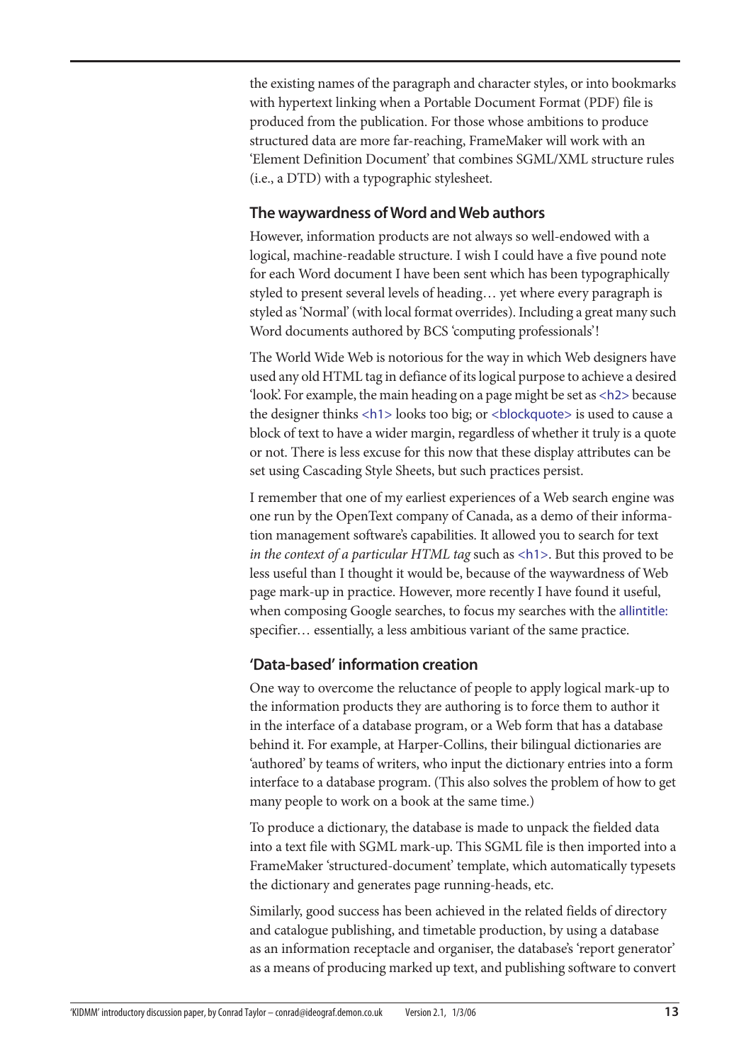the existing names of the paragraph and character styles, or into bookmarks with hypertext linking when a Portable Document Format (PDF) file is produced from the publication. For those whose ambitions to produce structured data are more far-reaching, FrameMaker will work with an 'Element Definition Document' that combines SGML/XML structure rules (i.e., a DTD) with a typographic stylesheet.

### The waywardness of Word and Web authors

However, information products are not always so well-endowed with a logical, machine-readable structure. I wish I could have a five pound note for each Word document I have been sent which has been typographically styled to present several levels of heading… yet where every paragraph is styled as 'Normal' (with local format overrides). Including a great many such Word documents authored by BCS 'computing professionals'!

The World Wide Web is notorious for the way in which Web designers have used any old HTML tag in defiance of its logical purpose to achieve a desired 'look'. For example, the main heading on a page might be set as <h2> because the designer thinks <h1> looks too big; or <blockquote> is used to cause a block of text to have a wider margin, regardless of whether it truly is a quote or not. There is less excuse for this now that these display attributes can be set using Cascading Style Sheets, but such practices persist.

I remember that one of my earliest experiences of a Web search engine was one run by the OpenText company of Canada, as a demo of their information management software's capabilities. It allowed you to search for text *in the context of a particular HTML tag* such as <h1>. But this proved to be less useful than I thought it would be, because of the waywardness of Web page mark-up in practice. However, more recently I have found it useful, when composing Google searches, to focus my searches with the allintitle: specifier… essentially, a less ambitious variant of the same practice.

### 'Data-based' information creation

One way to overcome the reluctance of people to apply logical mark-up to the information products they are authoring is to force them to author it in the interface of a database program, or a Web form that has a database behind it. For example, at Harper-Collins, their bilingual dictionaries are 'authored' by teams of writers, who input the dictionary entries into a form interface to a database program. (This also solves the problem of how to get many people to work on a book at the same time.)

To produce a dictionary, the database is made to unpack the fielded data into a text file with SGML mark-up. This SGML file is then imported into a FrameMaker 'structured-document' template, which automatically typesets the dictionary and generates page running-heads, etc.

Similarly, good success has been achieved in the related fields of directory and catalogue publishing, and timetable production, by using a database as an information receptacle and organiser, the database's 'report generator' as a means of producing marked up text, and publishing software to convert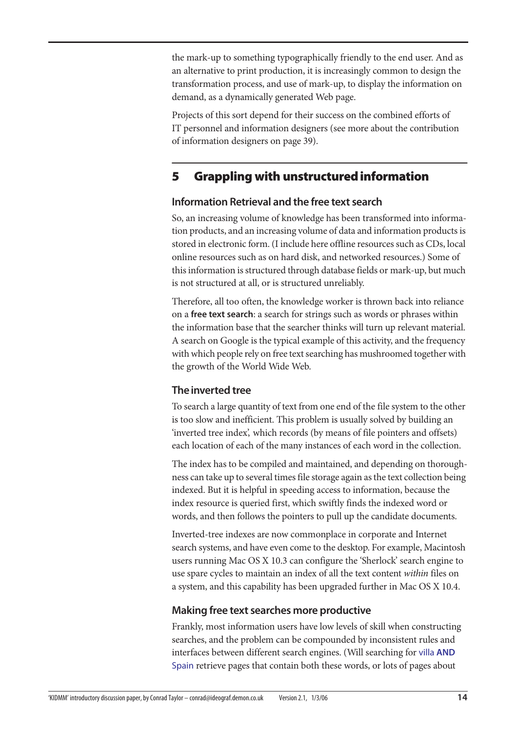the mark-up to something typographically friendly to the end user. And as an alternative to print production, it is increasingly common to design the transformation process, and use of mark-up, to display the information on demand, as a dynamically generated Web page.

Projects of this sort depend for their success on the combined efforts of IT personnel and information designers (see more about the contribution of information designers on page 39).

## 5 Grappling with unstructured information

### Information Retrieval and the free text search

So, an increasing volume of knowledge has been transformed into information products, and an increasing volume of data and information products is stored in electronic form. (I include here offline resources such as CDs, local online resources such as on hard disk, and networked resources.) Some of this information is structured through database fields or mark-up, but much is not structured at all, or is structured unreliably.

Therefore, all too often, the knowledge worker is thrown back into reliance on a **free text search**: a search for strings such as words or phrases within the information base that the searcher thinks will turn up relevant material. A search on Google is the typical example of this activity, and the frequency with which people rely on free text searching has mushroomed together with the growth of the World Wide Web.

### The inverted tree

To search a large quantity of text from one end of the file system to the other is too slow and inefficient. This problem is usually solved by building an 'inverted tree index', which records (by means of file pointers and offsets) each location of each of the many instances of each word in the collection.

The index has to be compiled and maintained, and depending on thoroughness can take up to several times file storage again as the text collection being indexed. But it is helpful in speeding access to information, because the index resource is queried first, which swiftly finds the indexed word or words, and then follows the pointers to pull up the candidate documents.

Inverted-tree indexes are now commonplace in corporate and Internet search systems, and have even come to the desktop. For example, Macintosh users running Mac OS X 10.3 can configure the 'Sherlock' search engine to use spare cycles to maintain an index of all the text content *within* files on a system, and this capability has been upgraded further in Mac OS X 10.4.

### Making free text searches more productive

Frankly, most information users have low levels of skill when constructing searches, and the problem can be compounded by inconsistent rules and interfaces between different search engines. (Will searching for villa **AND** Spain retrieve pages that contain both these words, or lots of pages about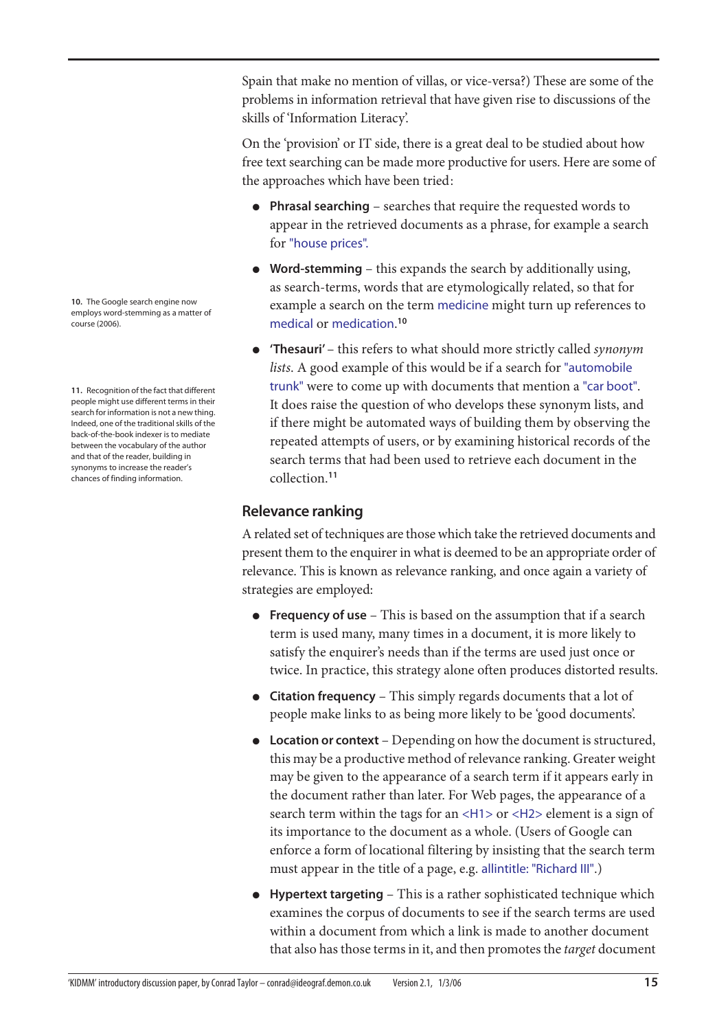Spain that make no mention of villas, or vice-versa?) These are some of the problems in information retrieval that have given rise to discussions of the skills of 'Information Literacy'.

On the 'provision' or IT side, there is a great deal to be studied about how free text searching can be made more productive for users. Here are some of the approaches which have been tried:

- **Phrasal searching** – searches that require the requested words to appear in the retrieved documents as a phrase, for example a search for "house prices".
- **Word-stemming** – this expands the search by additionally using, as search-terms, words that are etymologically related, so that for example a search on the term medicine might turn up references to medical or medication.[10]
- **'Thesauri'** – this refers to what should more strictly called *synonym lists*. A good example of this would be if a search for "automobile trunk" were to come up with documents that mention a "car boot". It does raise the question of who develops these synonym lists, and if there might be automated ways of building them by observing the repeated attempts of users, or by examining historical records of the search terms that had been used to retrieve each document in the collection.[11]

## Relevance ranking

A related set of techniques are those which take the retrieved documents and present them to the enquirer in what is deemed to be an appropriate order of relevance. This is known as relevance ranking, and once again a variety of strategies are employed:

- **Frequency of use** – This is based on the assumption that if a search term is used many, many times in a document, it is more likely to satisfy the enquirer's needs than if the terms are used just once or twice. In practice, this strategy alone often produces distorted results.
- **Citation frequency** – This simply regards documents that a lot of people make links to as being more likely to be 'good documents'.
- **Location or context** – Depending on how the document is structured, this may be a productive method of relevance ranking. Greater weight may be given to the appearance of a search term if it appears early in the document rather than later. For Web pages, the appearance of a search term within the tags for an <H1> or <H2> element is a sign of its importance to the document as a whole. (Users of Google can enforce a form of locational filtering by insisting that the search term must appear in the title of a page, e.g. allintitle: "Richard III".)
- **Hypertext targeting** – This is a rather sophisticated technique which examines the corpus of documents to see if the search terms are used within a document from which a link is made to another document that also has those terms in it, and then promotes the *target* document

10. The Google search engine now employs word-stemming as a matter of course (2006).

11. Recognition of the fact that different people might use different terms in their search for information is not a new thing. Indeed, one of the traditional skills of the back-of-the-book indexer is to mediate between the vocabulary of the author and that of the reader, building in synonyms to increase the reader's chances of finding information.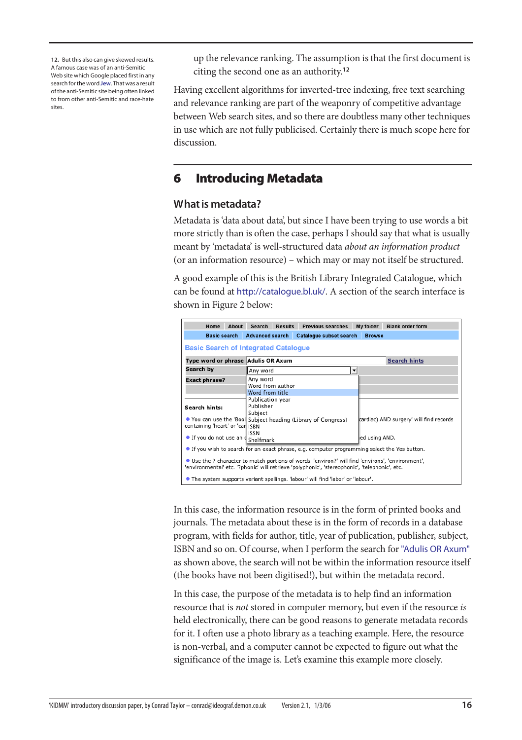up the relevance ranking. The assumption is that the first document is citing the second one as an authority.[12]

12. But this also can give skewed results. A famous case was of an anti-Semitic Web site which Google placed first in any search for the word Jew. That was a result of the anti-Semitic site being often linked to from other anti-Semitic and race-hate sites.

Having excellent algorithms for inverted-tree indexing, free text searching and relevance ranking are part of the weaponry of competitive advantage between Web search sites, and so there are doubtless many other techniques in use which are not fully publicised. Certainly there is much scope here for discussion.

# 6 Introducing Metadata

## What is metadata?

Metadata is 'data about data', but since I have been trying to use words a bit more strictly than is often the case, perhaps I should say that what is usually meant by 'metadata' is well-structured data *about an information product* (or an information resource) – which may or may not itself be structured.

A good example of this is the British Library Integrated Catalogue, which can be found at http://catalogue.bl.uk/. A section of the search interface is shown in Figure 2 below:

Home | About | Search | Results | Previous searches | My folder | Blank order form

Basic search | Advanced search | Catalogue subset search | Browse

Basic Search of Integrated Catalogue

Type word or phrase: Adulis OR Axum — Search hints

Search by: Any word

Exact phrase?

Any word
Word from author
Word from title
Publication year
Publisher
Subject
Subject heading (Library of Congress)
ISBN
ISSN
Shelfmark

Search hints:

● You can use the 'Bool… cardiac) AND surgery' will find records containing 'heart' or 'car…

● If you do not use an o… ed using AND.

● If you wish to search for an exact phrase, e.g. computer programming select the Yes button.

● Use the ? character to match portions of words. 'environ?' will find 'environs', 'environment', 'environmental' etc. '?phonic' will retrieve 'polyphonic', 'stereophonic', 'telephonic', etc.

● The system supports variant spellings. 'labour' will find 'labor' or 'labour'.

In this case, the information resource is in the form of printed books and journals. The metadata about these is in the form of records in a database program, with fields for author, title, year of publication, publisher, subject, ISBN and so on. Of course, when I perform the search for "Adulis OR Axum" as shown above, the search will not be within the information resource itself (the books have not been digitised!), but within the metadata record.

In this case, the purpose of the metadata is to help find an information resource that is *not* stored in computer memory, but even if the resource *is* held electronically, there can be good reasons to generate metadata records for it. I often use a photo library as a teaching example. Here, the resource is non-verbal, and a computer cannot be expected to figure out what the significance of the image is. Let's examine this example more closely.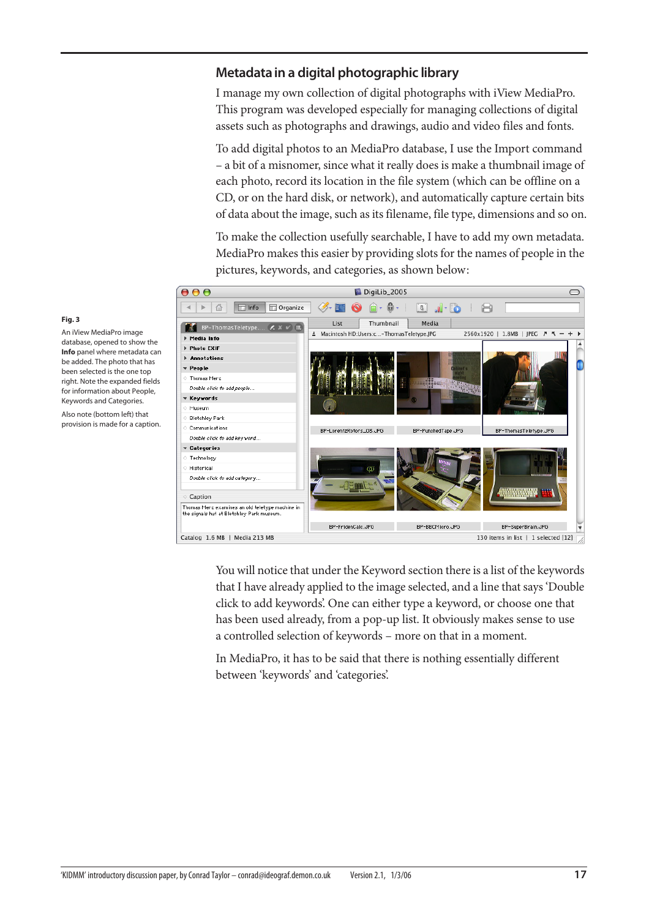## Metadata in a digital photographic library

I manage my own collection of digital photographs with iView MediaPro. This program was developed especially for managing collections of digital assets such as photographs and drawings, audio and video files and fonts.

To add digital photos to an MediaPro database, I use the Import command – a bit of a misnomer, since what it really does is make a thumbnail image of each photo, record its location in the file system (which can be offline on a CD, or on the hard disk, or network), and automatically capture certain bits of data about the image, such as its filename, file type, dimensions and so on.

To make the collection usefully searchable, I have to add my own metadata. MediaPro makes this easier by providing slots for the names of people in the pictures, keywords, and categories, as shown below:

**Fig. 3**

An iView MediaPro image database, opened to show the **Info** panel where metadata can be added. The photo that has been selected is the one top right. Note the expanded fields for information about People, Keywords and Categories.

Also note (bottom left) that provision is made for a caption.

You will notice that under the Keyword section there is a list of the keywords that I have already applied to the image selected, and a line that says 'Double click to add keywords'. One can either type a keyword, or choose one that has been used already, from a pop-up list. It obviously makes sense to use a controlled selection of keywords – more on that in a moment.

In MediaPro, it has to be said that there is nothing essentially different between 'keywords' and 'categories'.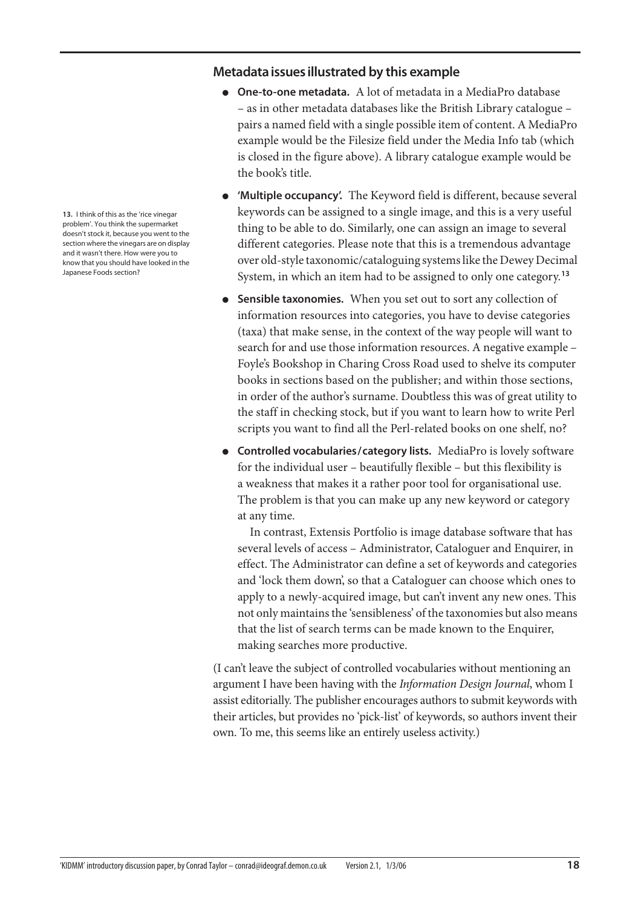## Metadata issues illustrated by this example

- **One-to-one metadata.** A lot of metadata in a MediaPro database – as in other metadata databases like the British Library catalogue – pairs a named field with a single possible item of content. A MediaPro example would be the Filesize field under the Media Info tab (which is closed in the figure above). A library catalogue example would be the book's title.
- **'Multiple occupancy'.** The Keyword field is different, because several keywords can be assigned to a single image, and this is a very useful thing to be able to do. Similarly, one can assign an image to several different categories. Please note that this is a tremendous advantage over old-style taxonomic/cataloguing systems like the Dewey Decimal System, in which an item had to be assigned to only one category.[13]
- **Sensible taxonomies.** When you set out to sort any collection of information resources into categories, you have to devise categories (taxa) that make sense, in the context of the way people will want to search for and use those information resources. A negative example – Foyle's Bookshop in Charing Cross Road used to shelve its computer books in sections based on the publisher; and within those sections, in order of the author's surname. Doubtless this was of great utility to the staff in checking stock, but if you want to learn how to write Perl scripts you want to find all the Perl-related books on one shelf, no?
- **Controlled vocabularies / category lists.** MediaPro is lovely software for the individual user – beautifully flexible – but this flexibility is a weakness that makes it a rather poor tool for organisational use. The problem is that you can make up any new keyword or category at any time.

  In contrast, Extensis Portfolio is image database software that has several levels of access – Administrator, Cataloguer and Enquirer, in effect. The Administrator can define a set of keywords and categories and 'lock them down', so that a Cataloguer can choose which ones to apply to a newly-acquired image, but can't invent any new ones. This not only maintains the 'sensibleness' of the taxonomies but also means that the list of search terms can be made known to the Enquirer, making searches more productive.

(I can't leave the subject of controlled vocabularies without mentioning an argument I have been having with the *Information Design Journal*, whom I assist editorially. The publisher encourages authors to submit keywords with their articles, but provides no 'pick-list' of keywords, so authors invent their own. To me, this seems like an entirely useless activity.)

**13.** I think of this as the 'rice vinegar problem'. You think the supermarket doesn't stock it, because you went to the section where the vinegars are on display and it wasn't there. How were you to know that you should have looked in the Japanese Foods section?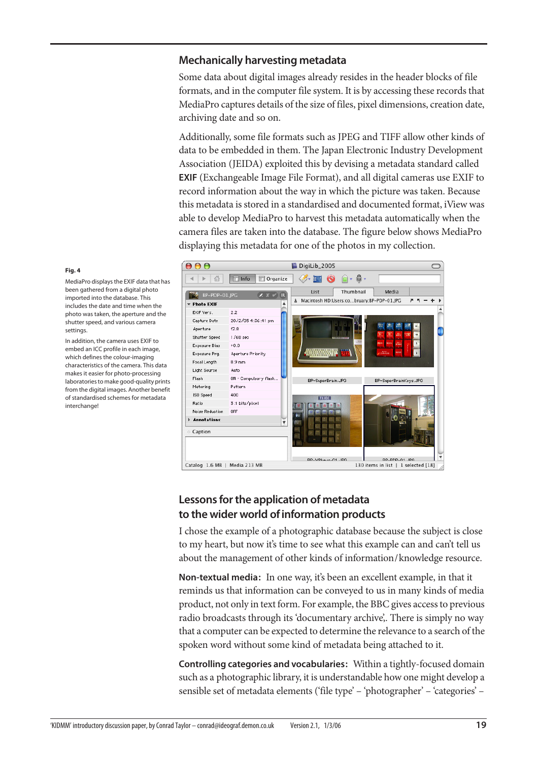## Mechanically harvesting metadata

Some data about digital images already resides in the header blocks of file formats, and in the computer file system. It is by accessing these records that MediaPro captures details of the size of files, pixel dimensions, creation date, archiving date and so on.

Additionally, some file formats such as JPEG and TIFF allow other kinds of data to be embedded in them. The Japan Electronic Industry Development Association (JEIDA) exploited this by devising a metadata standard called **EXIF** (Exchangeable Image File Format), and all digital cameras use EXIF to record information about the way in which the picture was taken. Because this metadata is stored in a standardised and documented format, iView was able to develop MediaPro to harvest this metadata automatically when the camera files are taken into the database. The figure below shows MediaPro displaying this metadata for one of the photos in my collection.

**Fig. 4**

MediaPro displays the EXIF data that has been gathered from a digital photo imported into the database. This includes the date and time when the photo was taken, the aperture and the shutter speed, and various camera settings.

In addition, the camera uses EXIF to embed an ICC profile in each image, which defines the colour-imaging characteristics of the camera. This data makes it easier for photo-processing laboratories to make good-quality prints from the digital images. Another benefit of standardised schemes for metadata interchange!

## Lessons for the application of metadata to the wider world of information products

I chose the example of a photographic database because the subject is close to my heart, but now it's time to see what this example can and can't tell us about the management of other kinds of information/knowledge resource.

**Non-textual media:** In one way, it's been an excellent example, in that it reminds us that information can be conveyed to us in many kinds of media product, not only in text form. For example, the BBC gives access to previous radio broadcasts through its 'documentary archive',. There is simply no way that a computer can be expected to determine the relevance to a search of the spoken word without some kind of metadata being attached to it.

**Controlling categories and vocabularies:** Within a tightly-focused domain such as a photographic library, it is understandable how one might develop a sensible set of metadata elements ('file type' – 'photographer' – 'categories' –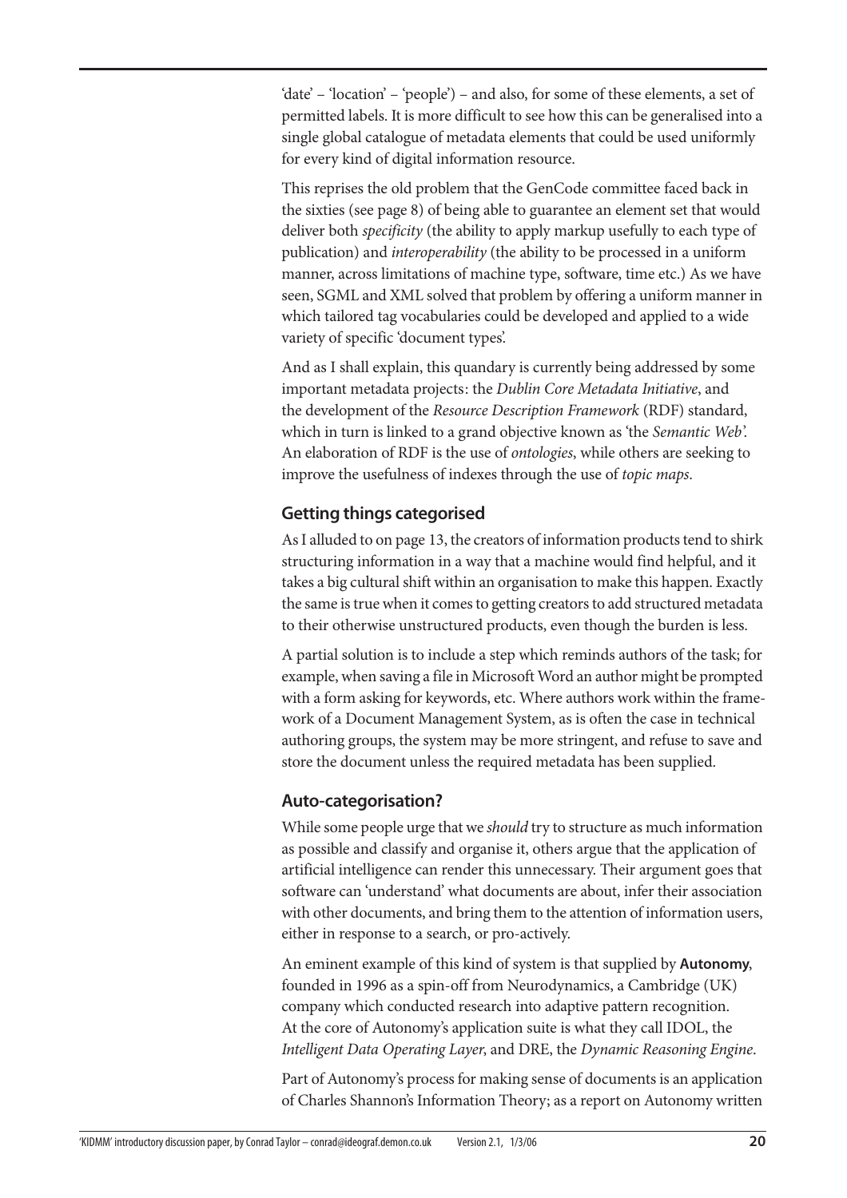'date' – 'location' – 'people') – and also, for some of these elements, a set of permitted labels. It is more difficult to see how this can be generalised into a single global catalogue of metadata elements that could be used uniformly for every kind of digital information resource.

This reprises the old problem that the GenCode committee faced back in the sixties (see page 8) of being able to guarantee an element set that would deliver both *specificity* (the ability to apply markup usefully to each type of publication) and *interoperability* (the ability to be processed in a uniform manner, across limitations of machine type, software, time etc.) As we have seen, SGML and XML solved that problem by offering a uniform manner in which tailored tag vocabularies could be developed and applied to a wide variety of specific 'document types'.

And as I shall explain, this quandary is currently being addressed by some important metadata projects: the *Dublin Core Metadata Initiative*, and the development of the *Resource Description Framework* (RDF) standard, which in turn is linked to a grand objective known as 'the *Semantic Web*'. An elaboration of RDF is the use of *ontologies*, while others are seeking to improve the usefulness of indexes through the use of *topic maps*.

### Getting things categorised

As I alluded to on page 13, the creators of information products tend to shirk structuring information in a way that a machine would find helpful, and it takes a big cultural shift within an organisation to make this happen. Exactly the same is true when it comes to getting creators to add structured metadata to their otherwise unstructured products, even though the burden is less.

A partial solution is to include a step which reminds authors of the task; for example, when saving a file in Microsoft Word an author might be prompted with a form asking for keywords, etc. Where authors work within the framework of a Document Management System, as is often the case in technical authoring groups, the system may be more stringent, and refuse to save and store the document unless the required metadata has been supplied.

### Auto-categorisation?

While some people urge that we *should* try to structure as much information as possible and classify and organise it, others argue that the application of artificial intelligence can render this unnecessary. Their argument goes that software can 'understand' what documents are about, infer their association with other documents, and bring them to the attention of information users, either in response to a search, or pro-actively.

An eminent example of this kind of system is that supplied by **Autonomy**, founded in 1996 as a spin-off from Neurodynamics, a Cambridge (UK) company which conducted research into adaptive pattern recognition. At the core of Autonomy's application suite is what they call IDOL, the *Intelligent Data Operating Layer*, and DRE, the *Dynamic Reasoning Engine*.

Part of Autonomy's process for making sense of documents is an application of Charles Shannon's Information Theory; as a report on Autonomy written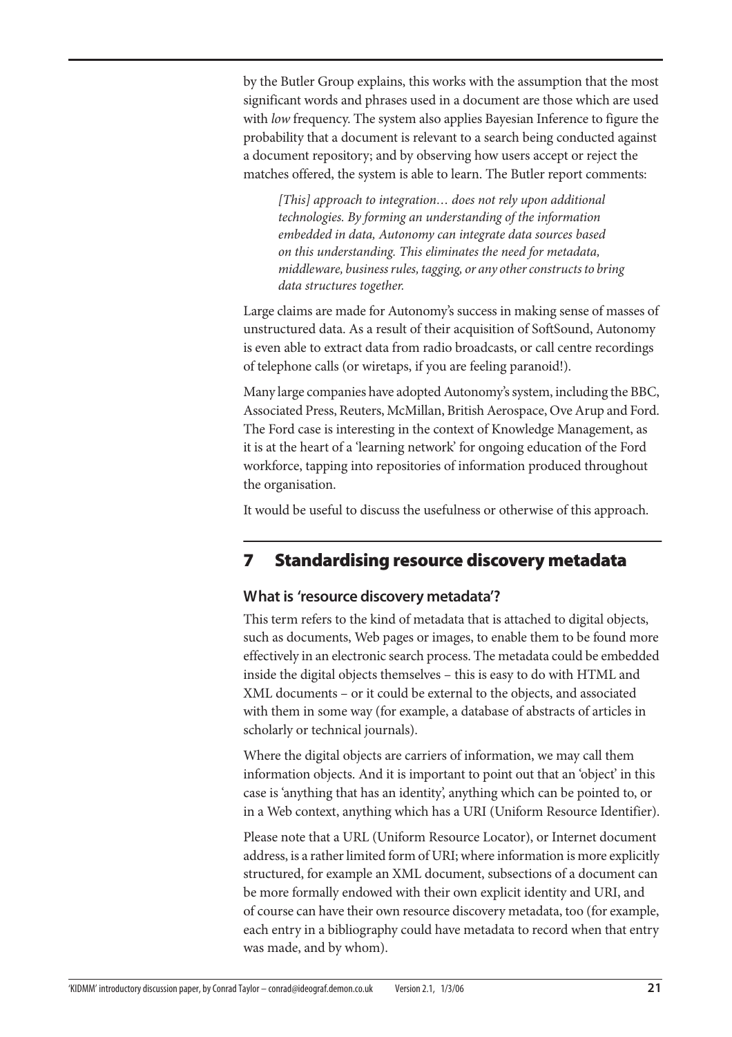by the Butler Group explains, this works with the assumption that the most significant words and phrases used in a document are those which are used with *low* frequency. The system also applies Bayesian Inference to figure the probability that a document is relevant to a search being conducted against a document repository; and by observing how users accept or reject the matches offered, the system is able to learn. The Butler report comments:

> *[This] approach to integration… does not rely upon additional technologies. By forming an understanding of the information embedded in data, Autonomy can integrate data sources based on this understanding. This eliminates the need for metadata, middleware, business rules, tagging, or any other constructs to bring data structures together.*

Large claims are made for Autonomy's success in making sense of masses of unstructured data. As a result of their acquisition of SoftSound, Autonomy is even able to extract data from radio broadcasts, or call centre recordings of telephone calls (or wiretaps, if you are feeling paranoid!).

Many large companies have adopted Autonomy's system, including the BBC, Associated Press, Reuters, McMillan, British Aerospace, Ove Arup and Ford. The Ford case is interesting in the context of Knowledge Management, as it is at the heart of a 'learning network' for ongoing education of the Ford workforce, tapping into repositories of information produced throughout the organisation.

It would be useful to discuss the usefulness or otherwise of this approach.

## 7 Standardising resource discovery metadata

### What is 'resource discovery metadata'?

This term refers to the kind of metadata that is attached to digital objects, such as documents, Web pages or images, to enable them to be found more effectively in an electronic search process. The metadata could be embedded inside the digital objects themselves – this is easy to do with HTML and XML documents – or it could be external to the objects, and associated with them in some way (for example, a database of abstracts of articles in scholarly or technical journals).

Where the digital objects are carriers of information, we may call them information objects. And it is important to point out that an 'object' in this case is 'anything that has an identity', anything which can be pointed to, or in a Web context, anything which has a URI (Uniform Resource Identifier).

Please note that a URL (Uniform Resource Locator), or Internet document address, is a rather limited form of URI; where information is more explicitly structured, for example an XML document, subsections of a document can be more formally endowed with their own explicit identity and URI, and of course can have their own resource discovery metadata, too (for example, each entry in a bibliography could have metadata to record when that entry was made, and by whom).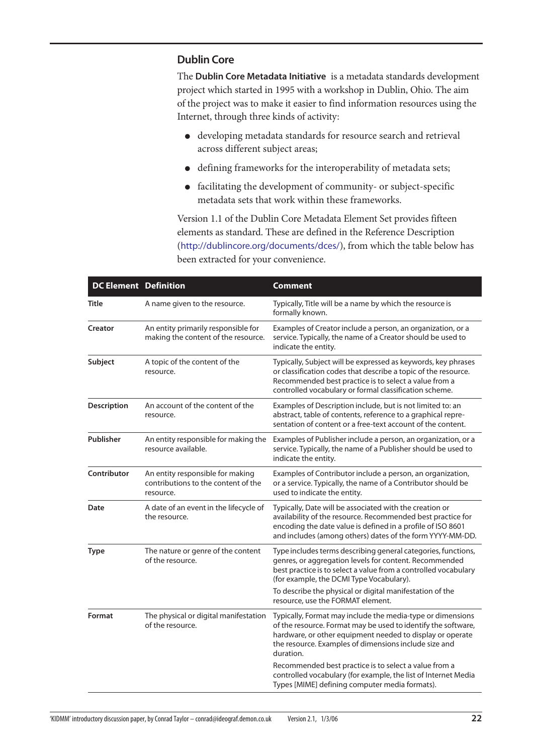## Dublin Core

The **Dublin Core Metadata Initiative** is a metadata standards development project which started in 1995 with a workshop in Dublin, Ohio. The aim of the project was to make it easier to find information resources using the Internet, through three kinds of activity:

- developing metadata standards for resource search and retrieval across different subject areas;
- defining frameworks for the interoperability of metadata sets;
- facilitating the development of community- or subject-specific metadata sets that work within these frameworks.

Version 1.1 of the Dublin Core Metadata Element Set provides fifteen elements as standard. These are defined in the Reference Description (http://dublincore.org/documents/dces/), from which the table below has been extracted for your convenience.

| DC Element | Definition | Comment |
|---|---|---|
| **Title** | A name given to the resource. | Typically, Title will be a name by which the resource is formally known. |
| **Creator** | An entity primarily responsible for making the content of the resource. | Examples of Creator include a person, an organization, or a service. Typically, the name of a Creator should be used to indicate the entity. |
| **Subject** | A topic of the content of the resource. | Typically, Subject will be expressed as keywords, key phrases or classification codes that describe a topic of the resource. Recommended best practice is to select a value from a controlled vocabulary or formal classification scheme. |
| **Description** | An account of the content of the resource. | Examples of Description include, but is not limited to: an abstract, table of contents, reference to a graphical representation of content or a free-text account of the content. |
| **Publisher** | An entity responsible for making the resource available. | Examples of Publisher include a person, an organization, or a service. Typically, the name of a Publisher should be used to indicate the entity. |
| **Contributor** | An entity responsible for making contributions to the content of the resource. | Examples of Contributor include a person, an organization, or a service. Typically, the name of a Contributor should be used to indicate the entity. |
| **Date** | A date of an event in the lifecycle of the resource. | Typically, Date will be associated with the creation or availability of the resource. Recommended best practice for encoding the date value is defined in a profile of ISO 8601 and includes (among others) dates of the form YYYY-MM-DD. |
| **Type** | The nature or genre of the content of the resource. | Type includes terms describing general categories, functions, genres, or aggregation levels for content. Recommended best practice is to select a value from a controlled vocabulary (for example, the DCMI Type Vocabulary). To describe the physical or digital manifestation of the resource, use the FORMAT element. |
| **Format** | The physical or digital manifestation of the resource. | Typically, Format may include the media-type or dimensions of the resource. Format may be used to identify the software, hardware, or other equipment needed to display or operate the resource. Examples of dimensions include size and duration. Recommended best practice is to select a value from a controlled vocabulary (for example, the list of Internet Media Types [MIME] defining computer media formats). |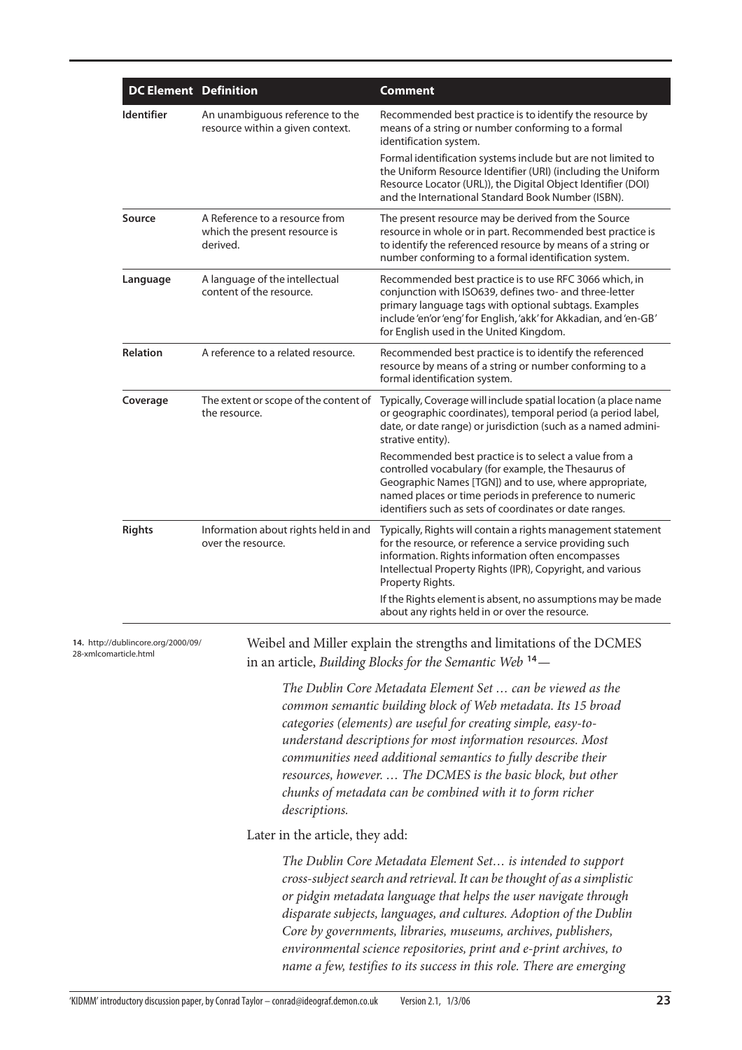| DC Element | Definition | Comment |
|---|---|---|
| **Identifier** | An unambiguous reference to the resource within a given context. | Recommended best practice is to identify the resource by means of a string or number conforming to a formal identification system. Formal identification systems include but are not limited to the Uniform Resource Identifier (URI) (including the Uniform Resource Locator (URL)), the Digital Object Identifier (DOI) and the International Standard Book Number (ISBN). |
| **Source** | A Reference to a resource from which the present resource is derived. | The present resource may be derived from the Source resource in whole or in part. Recommended best practice is to identify the referenced resource by means of a string or number conforming to a formal identification system. |
| **Language** | A language of the intellectual content of the resource. | Recommended best practice is to use RFC 3066 which, in conjunction with ISO639, defines two- and three-letter primary language tags with optional subtags. Examples include 'en'or 'eng' for English, 'akk' for Akkadian, and 'en-GB' for English used in the United Kingdom. |
| **Relation** | A reference to a related resource. | Recommended best practice is to identify the referenced resource by means of a string or number conforming to a formal identification system. |
| **Coverage** | The extent or scope of the content of the resource. | Typically, Coverage will include spatial location (a place name or geographic coordinates), temporal period (a period label, date, or date range) or jurisdiction (such as a named administrative entity). Recommended best practice is to select a value from a controlled vocabulary (for example, the Thesaurus of Geographic Names [TGN]) and to use, where appropriate, named places or time periods in preference to numeric identifiers such as sets of coordinates or date ranges. |
| **Rights** | Information about rights held in and over the resource. | Typically, Rights will contain a rights management statement for the resource, or reference a service providing such information. Rights information often encompasses Intellectual Property Rights (IPR), Copyright, and various Property Rights. If the Rights element is absent, no assumptions may be made about any rights held in or over the resource. |

Weibel and Miller explain the strengths and limitations of the DCMES in an article, *Building Blocks for the Semantic Web* [14]—

> *The Dublin Core Metadata Element Set … can be viewed as the common semantic building block of Web metadata. Its 15 broad categories (elements) are useful for creating simple, easy-to-understand descriptions for most information resources. Most communities need additional semantics to fully describe their resources, however. … The DCMES is the basic block, but other chunks of metadata can be combined with it to form richer descriptions.*

Later in the article, they add:

> *The Dublin Core Metadata Element Set… is intended to support cross-subject search and retrieval. It can be thought of as a simplistic or pidgin metadata language that helps the user navigate through disparate subjects, languages, and cultures. Adoption of the Dublin Core by governments, libraries, museums, archives, publishers, environmental science repositories, print and e-print archives, to name a few, testifies to its success in this role. There are emerging*

**14.** http://dublincore.org/2000/09/28-xmlcomarticle.html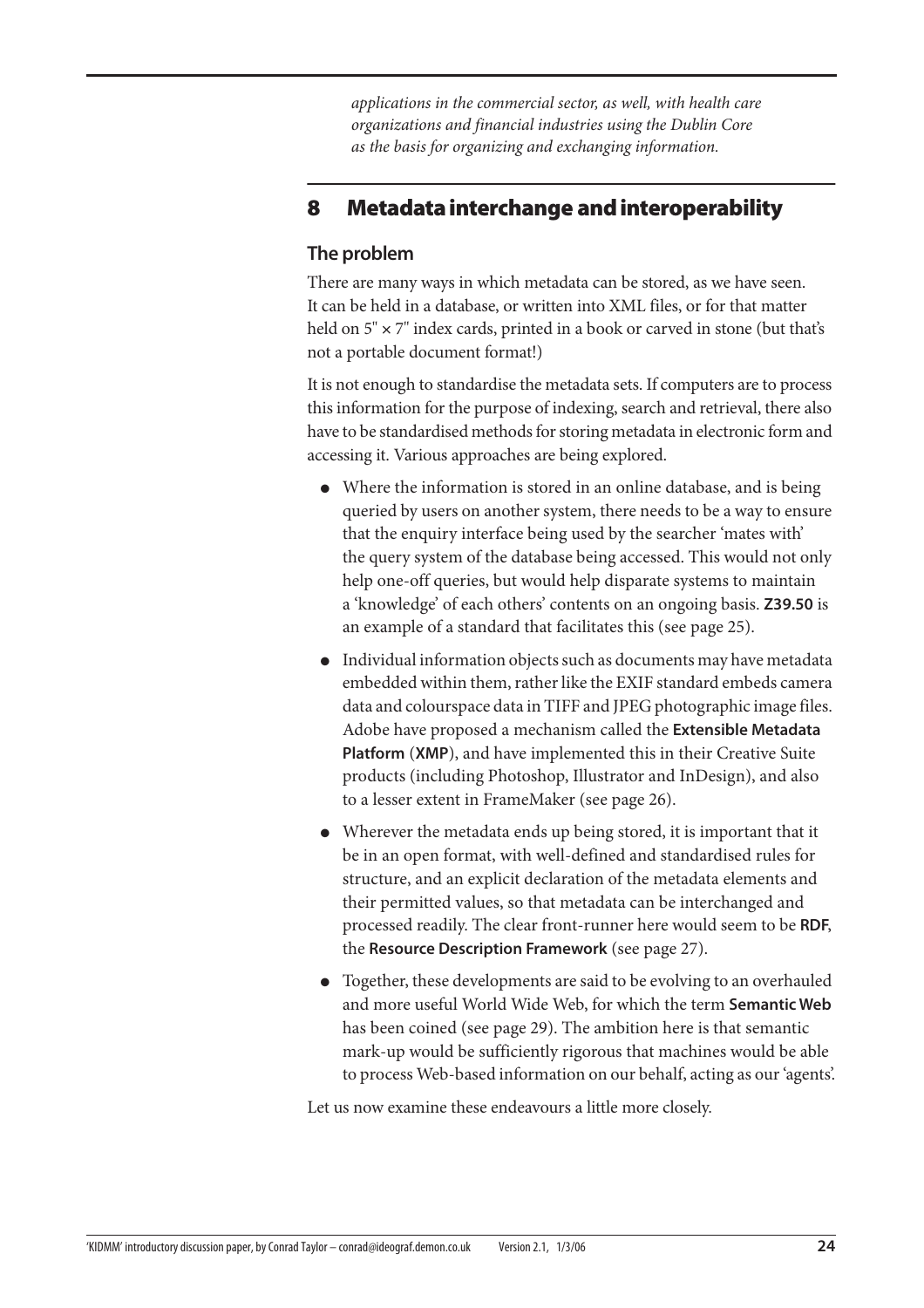*applications in the commercial sector, as well, with health care organizations and financial industries using the Dublin Core as the basis for organizing and exchanging information.*

## 8 Metadata interchange and interoperability

### The problem

There are many ways in which metadata can be stored, as we have seen. It can be held in a database, or written into XML files, or for that matter held on 5" × 7" index cards, printed in a book or carved in stone (but that's not a portable document format!)

It is not enough to standardise the metadata sets. If computers are to process this information for the purpose of indexing, search and retrieval, there also have to be standardised methods for storing metadata in electronic form and accessing it. Various approaches are being explored.

- Where the information is stored in an online database, and is being queried by users on another system, there needs to be a way to ensure that the enquiry interface being used by the searcher 'mates with' the query system of the database being accessed. This would not only help one-off queries, but would help disparate systems to maintain a 'knowledge' of each others' contents on an ongoing basis. **Z39.50** is an example of a standard that facilitates this (see page 25).
- Individual information objects such as documents may have metadata embedded within them, rather like the EXIF standard embeds camera data and colourspace data in TIFF and JPEG photographic image files. Adobe have proposed a mechanism called the **Extensible Metadata Platform** (**XMP**), and have implemented this in their Creative Suite products (including Photoshop, Illustrator and InDesign), and also to a lesser extent in FrameMaker (see page 26).
- Wherever the metadata ends up being stored, it is important that it be in an open format, with well-defined and standardised rules for structure, and an explicit declaration of the metadata elements and their permitted values, so that metadata can be interchanged and processed readily. The clear front-runner here would seem to be **RDF**, the **Resource Description Framework** (see page 27).
- Together, these developments are said to be evolving to an overhauled and more useful World Wide Web, for which the term **Semantic Web** has been coined (see page 29). The ambition here is that semantic mark-up would be sufficiently rigorous that machines would be able to process Web-based information on our behalf, acting as our 'agents'.

Let us now examine these endeavours a little more closely.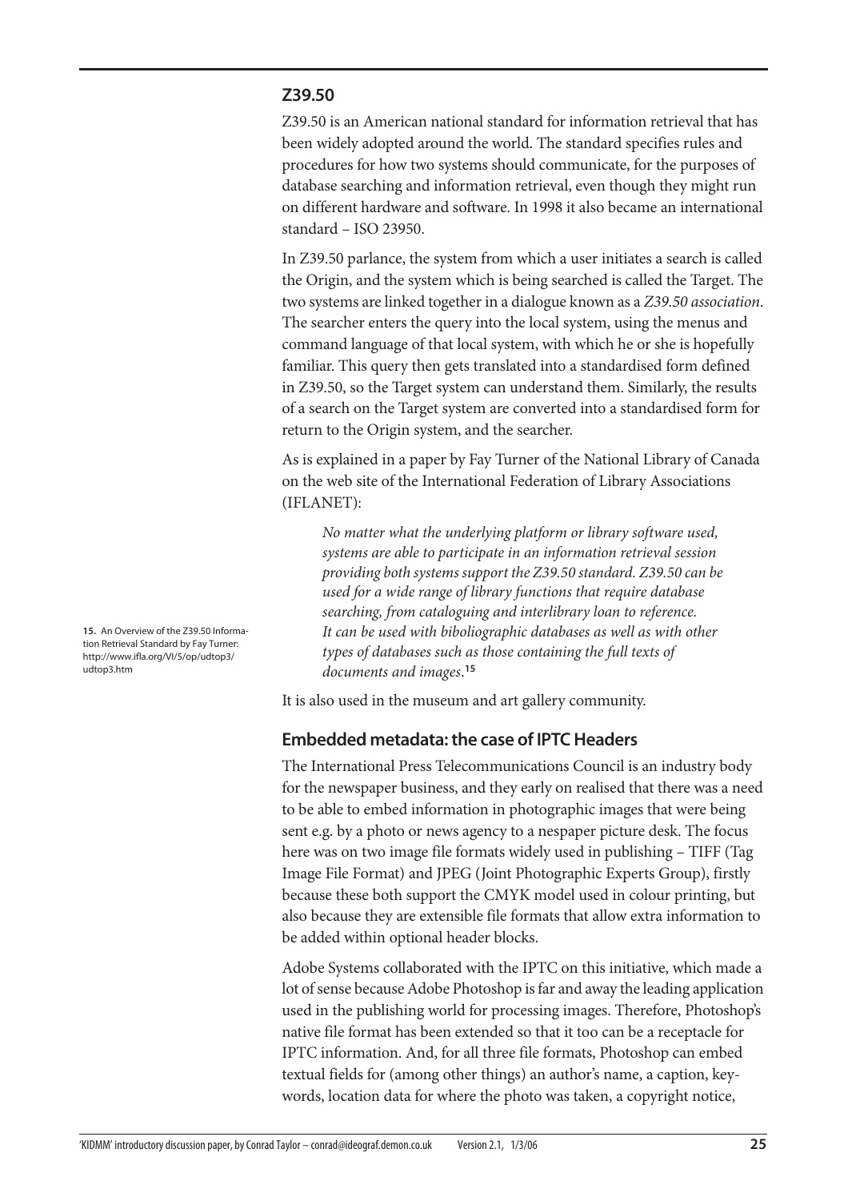## Z39.50

Z39.50 is an American national standard for information retrieval that has been widely adopted around the world. The standard specifies rules and procedures for how two systems should communicate, for the purposes of database searching and information retrieval, even though they might run on different hardware and software. In 1998 it also became an international standard – ISO 23950.

In Z39.50 parlance, the system from which a user initiates a search is called the Origin, and the system which is being searched is called the Target. The two systems are linked together in a dialogue known as a *Z39.50 association*. The searcher enters the query into the local system, using the menus and command language of that local system, with which he or she is hopefully familiar. This query then gets translated into a standardised form defined in Z39.50, so the Target system can understand them. Similarly, the results of a search on the Target system are converted into a standardised form for return to the Origin system, and the searcher.

As is explained in a paper by Fay Turner of the National Library of Canada on the web site of the International Federation of Library Associations (IFLANET):

> *No matter what the underlying platform or library software used, systems are able to participate in an information retrieval session providing both systems support the Z39.50 standard. Z39.50 can be used for a wide range of library functions that require database searching, from cataloguing and interlibrary loan to reference. It can be used with biboliographic databases as well as with other types of databases such as those containing the full texts of documents and images*.[15]

It is also used in the museum and art gallery community.

**15.** An Overview of the Z39.50 Information Retrieval Standard by Fay Turner: http://www.ifla.org/VI/5/op/udtop3/udtop3.htm

## Embedded metadata: the case of IPTC Headers

The International Press Telecommunications Council is an industry body for the newspaper business, and they early on realised that there was a need to be able to embed information in photographic images that were being sent e.g. by a photo or news agency to a nespaper picture desk. The focus here was on two image file formats widely used in publishing – TIFF (Tag Image File Format) and JPEG (Joint Photographic Experts Group), firstly because these both support the CMYK model used in colour printing, but also because they are extensible file formats that allow extra information to be added within optional header blocks.

Adobe Systems collaborated with the IPTC on this initiative, which made a lot of sense because Adobe Photoshop is far and away the leading application used in the publishing world for processing images. Therefore, Photoshop's native file format has been extended so that it too can be a receptacle for IPTC information. And, for all three file formats, Photoshop can embed textual fields for (among other things) an author's name, a caption, keywords, location data for where the photo was taken, a copyright notice,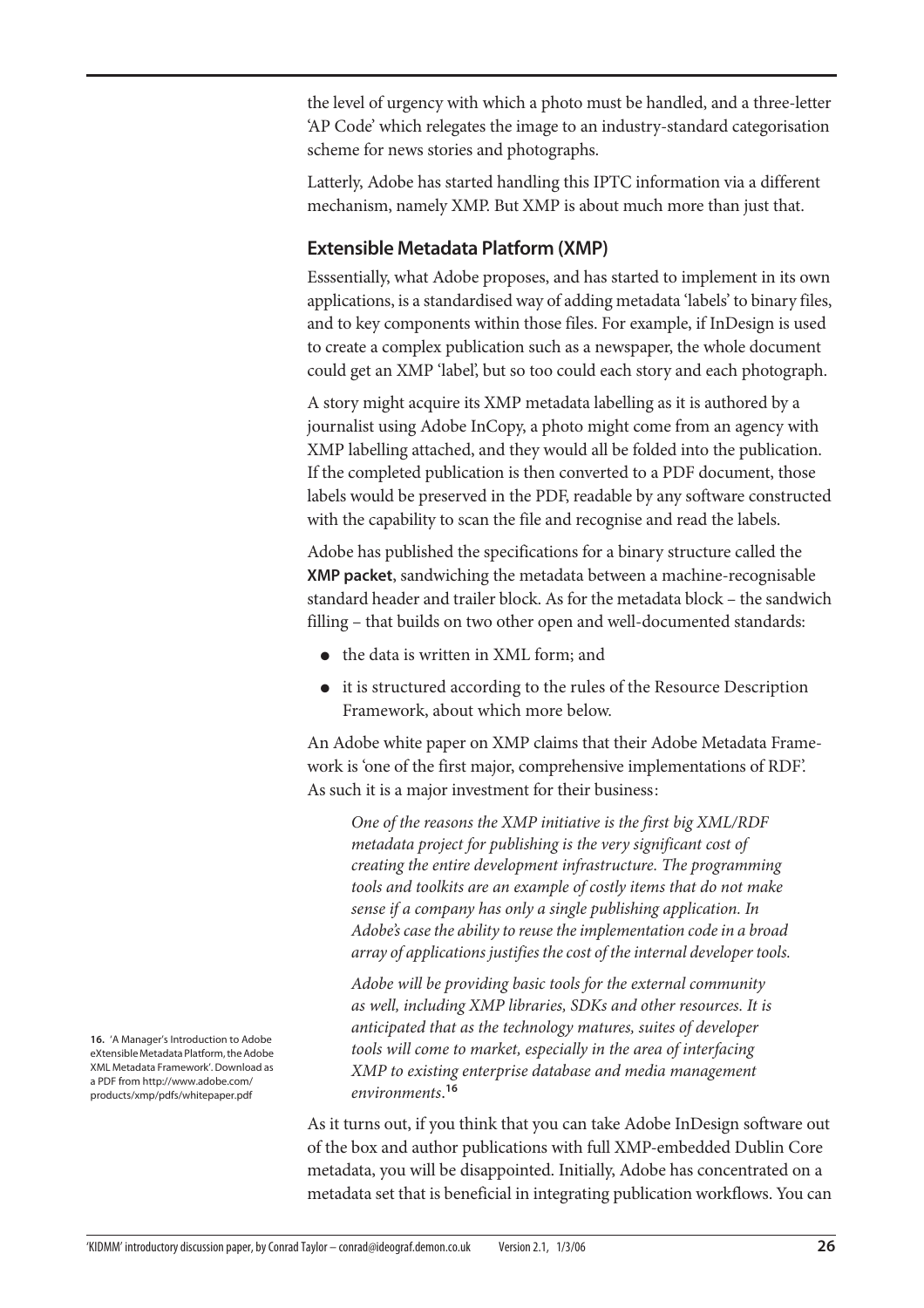the level of urgency with which a photo must be handled, and a three-letter 'AP Code' which relegates the image to an industry-standard categorisation scheme for news stories and photographs.

Latterly, Adobe has started handling this IPTC information via a different mechanism, namely XMP. But XMP is about much more than just that.

### Extensible Metadata Platform (XMP)

Esssentially, what Adobe proposes, and has started to implement in its own applications, is a standardised way of adding metadata 'labels' to binary files, and to key components within those files. For example, if InDesign is used to create a complex publication such as a newspaper, the whole document could get an XMP 'label', but so too could each story and each photograph.

A story might acquire its XMP metadata labelling as it is authored by a journalist using Adobe InCopy, a photo might come from an agency with XMP labelling attached, and they would all be folded into the publication. If the completed publication is then converted to a PDF document, those labels would be preserved in the PDF, readable by any software constructed with the capability to scan the file and recognise and read the labels.

Adobe has published the specifications for a binary structure called the **XMP packet**, sandwiching the metadata between a machine-recognisable standard header and trailer block. As for the metadata block – the sandwich filling – that builds on two other open and well-documented standards:

- the data is written in XML form; and
- it is structured according to the rules of the Resource Description Framework, about which more below.

An Adobe white paper on XMP claims that their Adobe Metadata Framework is 'one of the first major, comprehensive implementations of RDF'. As such it is a major investment for their business:

> *One of the reasons the XMP initiative is the first big XML/RDF metadata project for publishing is the very significant cost of creating the entire development infrastructure. The programming tools and toolkits are an example of costly items that do not make sense if a company has only a single publishing application. In Adobe's case the ability to reuse the implementation code in a broad array of applications justifies the cost of the internal developer tools.*
>
> *Adobe will be providing basic tools for the external community as well, including XMP libraries, SDKs and other resources. It is anticipated that as the technology matures, suites of developer tools will come to market, especially in the area of interfacing XMP to existing enterprise database and media management environments*.[16]

As it turns out, if you think that you can take Adobe InDesign software out of the box and author publications with full XMP-embedded Dublin Core metadata, you will be disappointed. Initially, Adobe has concentrated on a metadata set that is beneficial in integrating publication workflows. You can

**16.** 'A Manager's Introduction to Adobe eXtensible Metadata Platform, the Adobe XML Metadata Framework'. Download as a PDF from http://www.adobe.com/products/xmp/pdfs/whitepaper.pdf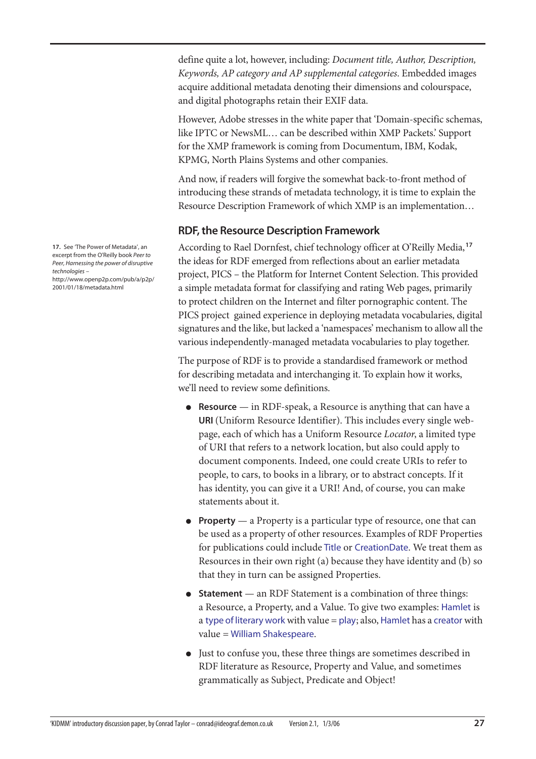define quite a lot, however, including: *Document title, Author, Description, Keywords, AP category and AP supplemental categories*. Embedded images acquire additional metadata denoting their dimensions and colourspace, and digital photographs retain their EXIF data.

However, Adobe stresses in the white paper that 'Domain-specific schemas, like IPTC or NewsML… can be described within XMP Packets.' Support for the XMP framework is coming from Documentum, IBM, Kodak, KPMG, North Plains Systems and other companies.

And now, if readers will forgive the somewhat back-to-front method of introducing these strands of metadata technology, it is time to explain the Resource Description Framework of which XMP is an implementation…

## RDF, the Resource Description Framework

According to Rael Dornfest, chief technology officer at O'Reilly Media,[17] the ideas for RDF emerged from reflections about an earlier metadata project, PICS – the Platform for Internet Content Selection. This provided a simple metadata format for classifying and rating Web pages, primarily to protect children on the Internet and filter pornographic content. The PICS project gained experience in deploying metadata vocabularies, digital signatures and the like, but lacked a 'namespaces' mechanism to allow all the various independently-managed metadata vocabularies to play together.

The purpose of RDF is to provide a standardised framework or method for describing metadata and interchanging it. To explain how it works, we'll need to review some definitions.

- **Resource** — in RDF-speak, a Resource is anything that can have a **URI** (Uniform Resource Identifier). This includes every single web-page, each of which has a Uniform Resource *Locator*, a limited type of URI that refers to a network location, but also could apply to document components. Indeed, one could create URIs to refer to people, to cars, to books in a library, or to abstract concepts. If it has identity, you can give it a URI! And, of course, you can make statements about it.
- **Property** — a Property is a particular type of resource, one that can be used as a property of other resources. Examples of RDF Properties for publications could include Title or CreationDate. We treat them as Resources in their own right (a) because they have identity and (b) so that they in turn can be assigned Properties.
- **Statement** — an RDF Statement is a combination of three things: a Resource, a Property, and a Value. To give two examples: Hamlet is a type of literary work with value = play; also, Hamlet has a creator with value = William Shakespeare.
- Just to confuse you, these three things are sometimes described in RDF literature as Resource, Property and Value, and sometimes grammatically as Subject, Predicate and Object!

17. See 'The Power of Metadata', an excerpt from the O'Reilly book *Peer to Peer, Harnessing the power of disruptive technologies* – http://www.openp2p.com/pub/a/p2p/2001/01/18/metadata.html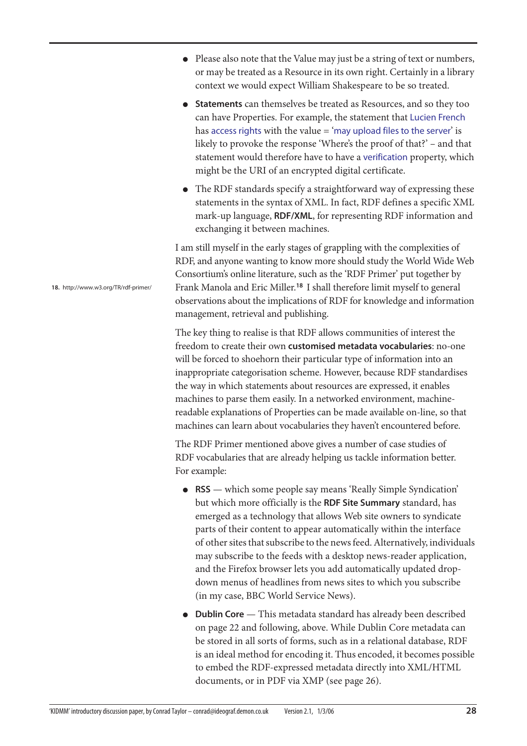- Please also note that the Value may just be a string of text or numbers, or may be treated as a Resource in its own right. Certainly in a library context we would expect William Shakespeare to be so treated.
- **Statements** can themselves be treated as Resources, and so they too can have Properties. For example, the statement that Lucien French has access rights with the value = 'may upload files to the server' is likely to provoke the response 'Where's the proof of that?' – and that statement would therefore have to have a verification property, which might be the URI of an encrypted digital certificate.
- The RDF standards specify a straightforward way of expressing these statements in the syntax of XML. In fact, RDF defines a specific XML mark-up language, **RDF/XML**, for representing RDF information and exchanging it between machines.

I am still myself in the early stages of grappling with the complexities of RDF, and anyone wanting to know more should study the World Wide Web Consortium's online literature, such as the 'RDF Primer' put together by Frank Manola and Eric Miller.[18] I shall therefore limit myself to general observations about the implications of RDF for knowledge and information management, retrieval and publishing.

18. http://www.w3.org/TR/rdf-primer/

The key thing to realise is that RDF allows communities of interest the freedom to create their own **customised metadata vocabularies**: no-one will be forced to shoehorn their particular type of information into an inappropriate categorisation scheme. However, because RDF standardises the way in which statements about resources are expressed, it enables machines to parse them easily. In a networked environment, machine-readable explanations of Properties can be made available on-line, so that machines can learn about vocabularies they haven't encountered before.

The RDF Primer mentioned above gives a number of case studies of RDF vocabularies that are already helping us tackle information better. For example:

- **RSS** — which some people say means 'Really Simple Syndication' but which more officially is the **RDF Site Summary** standard, has emerged as a technology that allows Web site owners to syndicate parts of their content to appear automatically within the interface of other sites that subscribe to the news feed. Alternatively, individuals may subscribe to the feeds with a desktop news-reader application, and the Firefox browser lets you add automatically updated drop-down menus of headlines from news sites to which you subscribe (in my case, BBC World Service News).
- **Dublin Core** — This metadata standard has already been described on page 22 and following, above. While Dublin Core metadata can be stored in all sorts of forms, such as in a relational database, RDF is an ideal method for encoding it. Thus encoded, it becomes possible to embed the RDF-expressed metadata directly into XML/HTML documents, or in PDF via XMP (see page 26).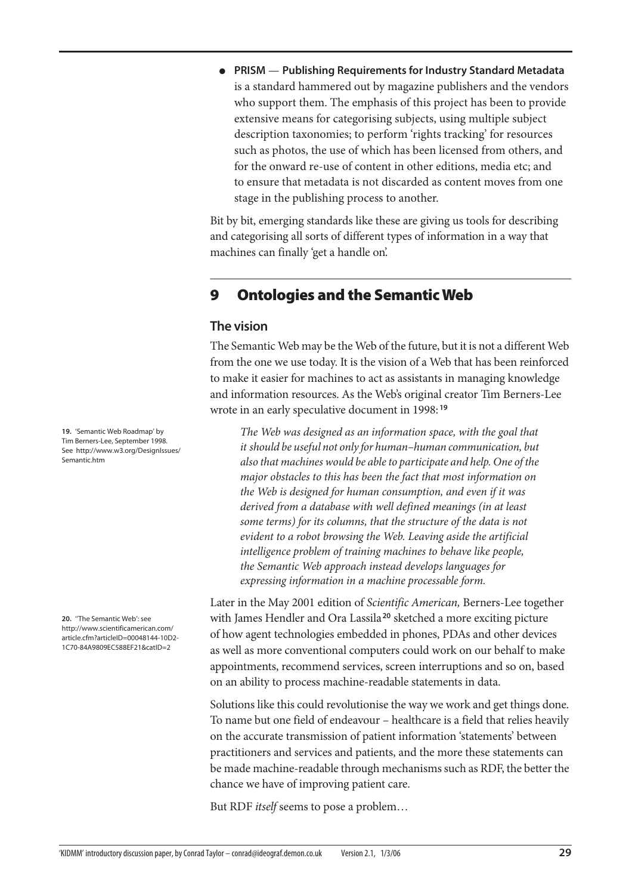- **PRISM** — **Publishing Requirements for Industry Standard Metadata** is a standard hammered out by magazine publishers and the vendors who support them. The emphasis of this project has been to provide extensive means for categorising subjects, using multiple subject description taxonomies; to perform 'rights tracking' for resources such as photos, the use of which has been licensed from others, and for the onward re-use of content in other editions, media etc; and to ensure that metadata is not discarded as content moves from one stage in the publishing process to another.

Bit by bit, emerging standards like these are giving us tools for describing and categorising all sorts of different types of information in a way that machines can finally 'get a handle on'.

## 9 Ontologies and the Semantic Web

### The vision

The Semantic Web may be the Web of the future, but it is not a different Web from the one we use today. It is the vision of a Web that has been reinforced to make it easier for machines to act as assistants in managing knowledge and information resources. As the Web's original creator Tim Berners-Lee wrote in an early speculative document in 1998:[19]

> *The Web was designed as an information space, with the goal that it should be useful not only for human–human communication, but also that machines would be able to participate and help. One of the major obstacles to this has been the fact that most information on the Web is designed for human consumption, and even if it was derived from a database with well defined meanings (in at least some terms) for its columns, that the structure of the data is not evident to a robot browsing the Web. Leaving aside the artificial intelligence problem of training machines to behave like people, the Semantic Web approach instead develops languages for expressing information in a machine processable form.*

Later in the May 2001 edition of *Scientific American,* Berners-Lee together with James Hendler and Ora Lassila[20] sketched a more exciting picture of how agent technologies embedded in phones, PDAs and other devices as well as more conventional computers could work on our behalf to make appointments, recommend services, screen interruptions and so on, based on an ability to process machine-readable statements in data.

Solutions like this could revolutionise the way we work and get things done. To name but one field of endeavour – healthcare is a field that relies heavily on the accurate transmission of patient information 'statements' between practitioners and services and patients, and the more these statements can be made machine-readable through mechanisms such as RDF, the better the chance we have of improving patient care.

But RDF *itself* seems to pose a problem…

**19.** 'Semantic Web Roadmap' by Tim Berners-Lee, September 1998. See http://www.w3.org/DesignIssues/Semantic.htm

**20.** ''The Semantic Web': see http://www.scientificamerican.com/article.cfm?articleID=00048144-10D2-1C70-84A9809EC588EF21&catID=2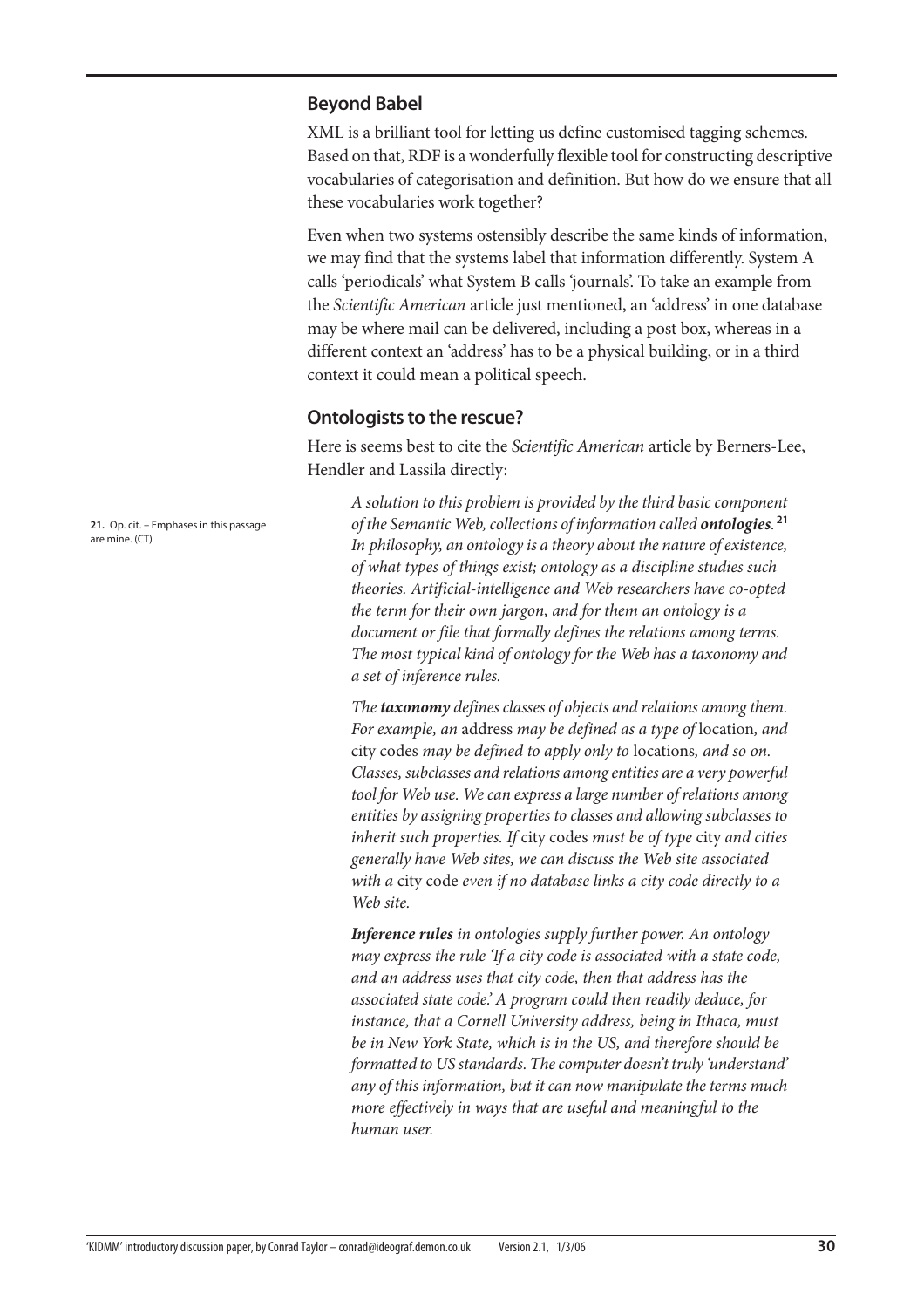## Beyond Babel

XML is a brilliant tool for letting us define customised tagging schemes. Based on that, RDF is a wonderfully flexible tool for constructing descriptive vocabularies of categorisation and definition. But how do we ensure that all these vocabularies work together?

Even when two systems ostensibly describe the same kinds of information, we may find that the systems label that information differently. System A calls 'periodicals' what System B calls 'journals'. To take an example from the *Scientific American* article just mentioned, an 'address' in one database may be where mail can be delivered, including a post box, whereas in a different context an 'address' has to be a physical building, or in a third context it could mean a political speech.

## Ontologists to the rescue?

Here is seems best to cite the *Scientific American* article by Berners-Lee, Hendler and Lassila directly:

> *A solution to this problem is provided by the third basic component of the Semantic Web, collections of information called* ***ontologies****.*[21] *In philosophy, an ontology is a theory about the nature of existence, of what types of things exist; ontology as a discipline studies such theories. Artificial-intelligence and Web researchers have co-opted the term for their own jargon, and for them an ontology is a document or file that formally defines the relations among terms. The most typical kind of ontology for the Web has a taxonomy and a set of inference rules.*
>
> *The* ***taxonomy*** *defines classes of objects and relations among them. For example, an* address *may be defined as a type of* location*, and* city codes *may be defined to apply only to* locations*, and so on. Classes, subclasses and relations among entities are a very powerful tool for Web use. We can express a large number of relations among entities by assigning properties to classes and allowing subclasses to inherit such properties. If* city codes *must be of type* city *and cities generally have Web sites, we can discuss the Web site associated with a* city code *even if no database links a city code directly to a Web site.*
>
> ***Inference rules*** *in ontologies supply further power. An ontology may express the rule 'If a city code is associated with a state code, and an address uses that city code, then that address has the associated state code.' A program could then readily deduce, for instance, that a Cornell University address, being in Ithaca, must be in New York State, which is in the US, and therefore should be formatted to US standards. The computer doesn't truly 'understand' any of this information, but it can now manipulate the terms much more effectively in ways that are useful and meaningful to the human user.*

21. Op. cit. – Emphases in this passage are mine. (CT)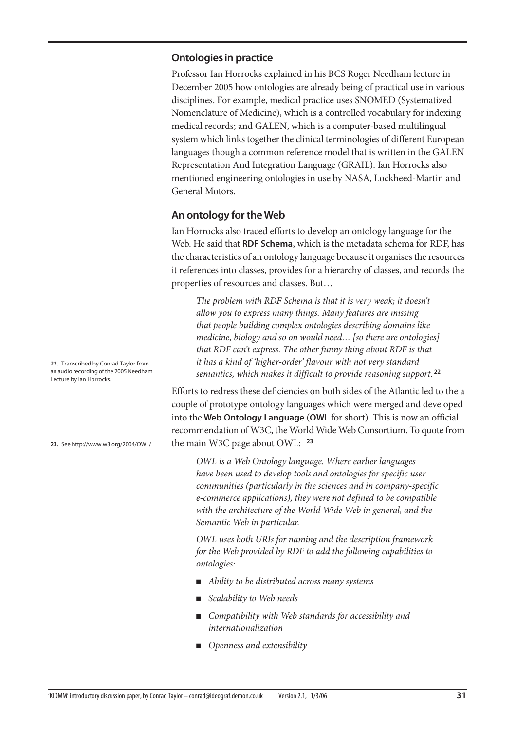## Ontologies in practice

Professor Ian Horrocks explained in his BCS Roger Needham lecture in December 2005 how ontologies are already being of practical use in various disciplines. For example, medical practice uses SNOMED (Systematized Nomenclature of Medicine), which is a controlled vocabulary for indexing medical records; and GALEN, which is a computer-based multilingual system which links together the clinical terminologies of different European languages though a common reference model that is written in the GALEN Representation And Integration Language (GRAIL). Ian Horrocks also mentioned engineering ontologies in use by NASA, Lockheed-Martin and General Motors.

## An ontology for the Web

Ian Horrocks also traced efforts to develop an ontology language for the Web. He said that **RDF Schema**, which is the metadata schema for RDF, has the characteristics of an ontology language because it organises the resources it references into classes, provides for a hierarchy of classes, and records the properties of resources and classes. But…

> *The problem with RDF Schema is that it is very weak; it doesn't allow you to express many things. Many features are missing that people building complex ontologies describing domains like medicine, biology and so on would need… [so there are ontologies] that RDF can't express. The other funny thing about RDF is that it has a kind of 'higher-order' flavour with not very standard semantics, which makes it difficult to provide reasoning support.* [22]

Efforts to redress these deficiencies on both sides of the Atlantic led to the a couple of prototype ontology languages which were merged and developed into the **Web Ontology Language** (**OWL** for short). This is now an official recommendation of W3C, the World Wide Web Consortium. To quote from the main W3C page about OWL: [23]

> *OWL is a Web Ontology language. Where earlier languages have been used to develop tools and ontologies for specific user communities (particularly in the sciences and in company-specific e-commerce applications), they were not defined to be compatible with the architecture of the World Wide Web in general, and the Semantic Web in particular.*
>
> *OWL uses both URIs for naming and the description framework for the Web provided by RDF to add the following capabilities to ontologies:*
>
> - *Ability to be distributed across many systems*
> - *Scalability to Web needs*
> - *Compatibility with Web standards for accessibility and internationalization*
> - *Openness and extensibility*

22. Transcribed by Conrad Taylor from an audio recording of the 2005 Needham Lecture by Ian Horrocks.

23. See http://www.w3.org/2004/OWL/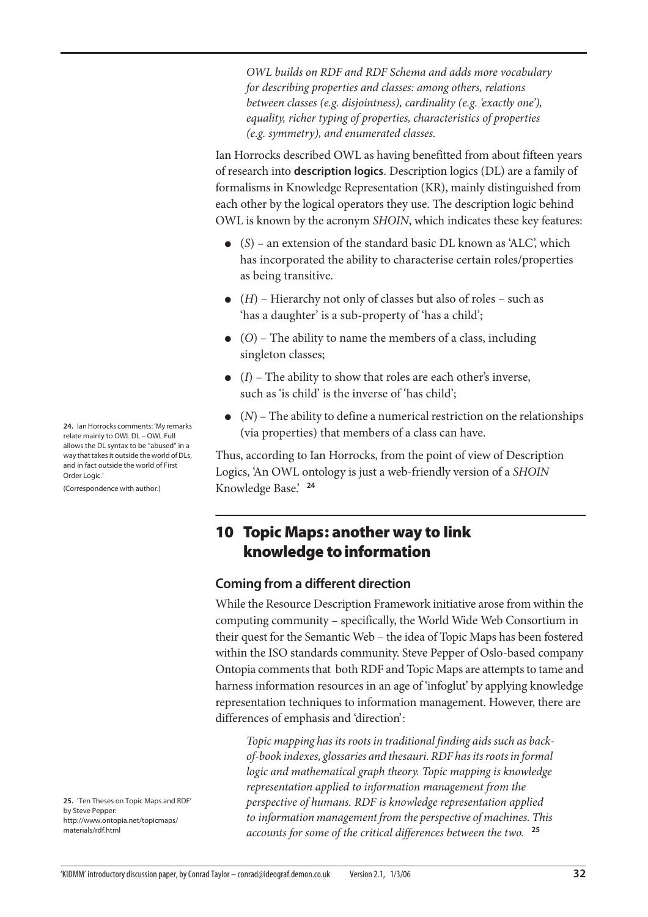*OWL builds on RDF and RDF Schema and adds more vocabulary for describing properties and classes: among others, relations between classes (e.g. disjointness), cardinality (e.g. 'exactly one'), equality, richer typing of properties, characteristics of properties (e.g. symmetry), and enumerated classes.*

Ian Horrocks described OWL as having benefitted from about fifteen years of research into **description logics**. Description logics (DL) are a family of formalisms in Knowledge Representation (KR), mainly distinguished from each other by the logical operators they use. The description logic behind OWL is known by the acronym *SHOIN*, which indicates these key features:

- (*S*) – an extension of the standard basic DL known as 'ALC', which has incorporated the ability to characterise certain roles/properties as being transitive.
- (*H*) – Hierarchy not only of classes but also of roles – such as 'has a daughter' is a sub-property of 'has a child';
- (*O*) – The ability to name the members of a class, including singleton classes;
- (*I*) – The ability to show that roles are each other's inverse, such as 'is child' is the inverse of 'has child';
- (*N*) – The ability to define a numerical restriction on the relationships (via properties) that members of a class can have.

Thus, according to Ian Horrocks, from the point of view of Description Logics, 'An OWL ontology is just a web-friendly version of a *SHOIN* Knowledge Base.' [24]

## 10 Topic Maps: another way to link knowledge to information

### Coming from a different direction

While the Resource Description Framework initiative arose from within the computing community – specifically, the World Wide Web Consortium in their quest for the Semantic Web – the idea of Topic Maps has been fostered within the ISO standards community. Steve Pepper of Oslo-based company Ontopia comments that both RDF and Topic Maps are attempts to tame and harness information resources in an age of 'infoglut' by applying knowledge representation techniques to information management. However, there are differences of emphasis and 'direction':

*Topic mapping has its roots in traditional finding aids such as back-of-book indexes, glossaries and thesauri. RDF has its roots in formal logic and mathematical graph theory. Topic mapping is knowledge representation applied to information management from the perspective of humans. RDF is knowledge representation applied to information management from the perspective of machines. This accounts for some of the critical differences between the two.* [25]

**24.** Ian Horrocks comments: 'My remarks relate mainly to OWL DL – OWL Full allows the DL syntax to be "abused" in a way that takes it outside the world of DLs, and in fact outside the world of First Order Logic.'

(Correspondence with author.)

**25.** 'Ten Theses on Topic Maps and RDF' by Steve Pepper: http://www.ontopia.net/topicmaps/materials/rdf.html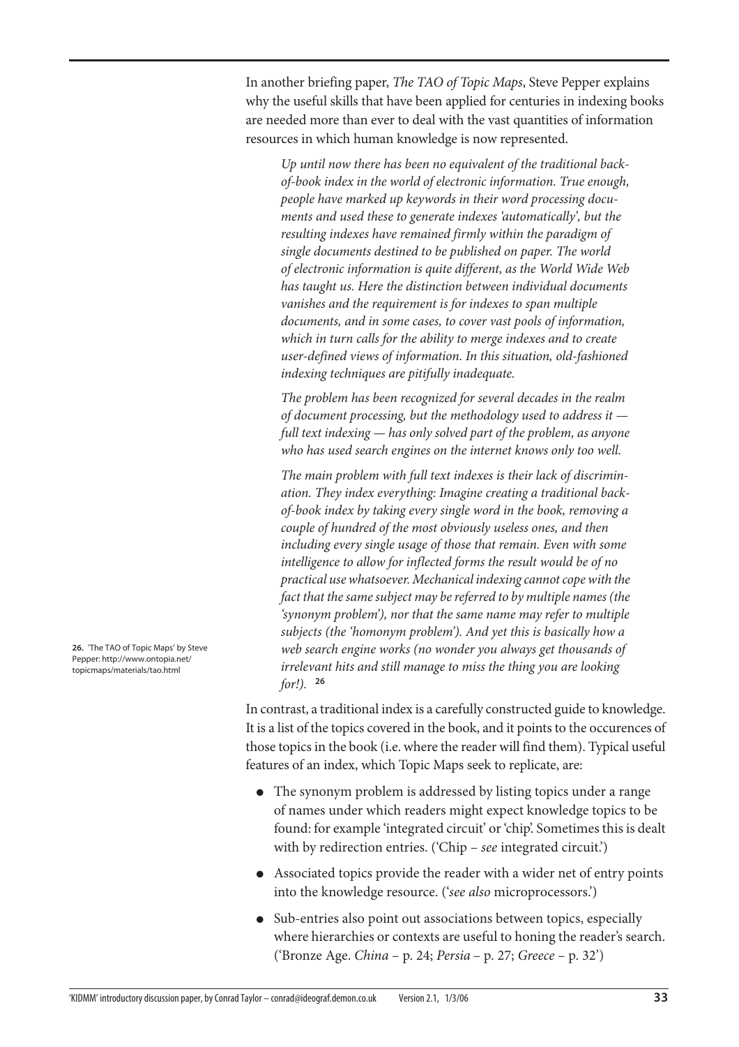In another briefing paper, *The TAO of Topic Maps*, Steve Pepper explains why the useful skills that have been applied for centuries in indexing books are needed more than ever to deal with the vast quantities of information resources in which human knowledge is now represented.

> *Up until now there has been no equivalent of the traditional back-of-book index in the world of electronic information. True enough, people have marked up keywords in their word processing documents and used these to generate indexes 'automatically', but the resulting indexes have remained firmly within the paradigm of single documents destined to be published on paper. The world of electronic information is quite different, as the World Wide Web has taught us. Here the distinction between individual documents vanishes and the requirement is for indexes to span multiple documents, and in some cases, to cover vast pools of information, which in turn calls for the ability to merge indexes and to create user-defined views of information. In this situation, old-fashioned indexing techniques are pitifully inadequate.*
>
> *The problem has been recognized for several decades in the realm of document processing, but the methodology used to address it — full text indexing — has only solved part of the problem, as anyone who has used search engines on the internet knows only too well.*
>
> *The main problem with full text indexes is their lack of discrimination. They index everything: Imagine creating a traditional back-of-book index by taking every single word in the book, removing a couple of hundred of the most obviously useless ones, and then including every single usage of those that remain. Even with some intelligence to allow for inflected forms the result would be of no practical use whatsoever. Mechanical indexing cannot cope with the fact that the same subject may be referred to by multiple names (the 'synonym problem'), nor that the same name may refer to multiple subjects (the 'homonym problem'). And yet this is basically how a web search engine works (no wonder you always get thousands of irrelevant hits and still manage to miss the thing you are looking for!).* [26]

**26.** 'The TAO of Topic Maps' by Steve Pepper: http://www.ontopia.net/topicmaps/materials/tao.html

In contrast, a traditional index is a carefully constructed guide to knowledge. It is a list of the topics covered in the book, and it points to the occurences of those topics in the book (i.e. where the reader will find them). Typical useful features of an index, which Topic Maps seek to replicate, are:

- The synonym problem is addressed by listing topics under a range of names under which readers might expect knowledge topics to be found: for example 'integrated circuit' or 'chip'. Sometimes this is dealt with by redirection entries. ('Chip – *see* integrated circuit.')
- Associated topics provide the reader with a wider net of entry points into the knowledge resource. ('*see also* microprocessors.')
- Sub-entries also point out associations between topics, especially where hierarchies or contexts are useful to honing the reader's search. ('Bronze Age. *China* – p. 24; *Persia* – p. 27; *Greece* – p. 32')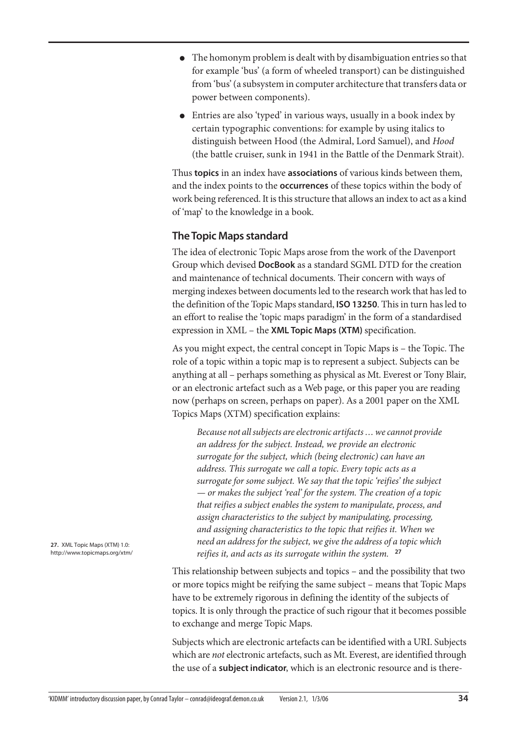- The homonym problem is dealt with by disambiguation entries so that for example 'bus' (a form of wheeled transport) can be distinguished from 'bus' (a subsystem in computer architecture that transfers data or power between components).
- Entries are also 'typed' in various ways, usually in a book index by certain typographic conventions: for example by using italics to distinguish between Hood (the Admiral, Lord Samuel), and *Hood* (the battle cruiser, sunk in 1941 in the Battle of the Denmark Strait).

Thus **topics** in an index have **associations** of various kinds between them, and the index points to the **occurrences** of these topics within the body of work being referenced. It is this structure that allows an index to act as a kind of 'map' to the knowledge in a book.

## The Topic Maps standard

The idea of electronic Topic Maps arose from the work of the Davenport Group which devised **DocBook** as a standard SGML DTD for the creation and maintenance of technical documents. Their concern with ways of merging indexes between documents led to the research work that has led to the definition of the Topic Maps standard, **ISO 13250**. This in turn has led to an effort to realise the 'topic maps paradigm' in the form of a standardised expression in XML – the **XML Topic Maps (XTM)** specification.

As you might expect, the central concept in Topic Maps is – the Topic. The role of a topic within a topic map is to represent a subject. Subjects can be anything at all – perhaps something as physical as Mt. Everest or Tony Blair, or an electronic artefact such as a Web page, or this paper you are reading now (perhaps on screen, perhaps on paper). As a 2001 paper on the XML Topics Maps (XTM) specification explains:

> *Because not all subjects are electronic artifacts … we cannot provide an address for the subject. Instead, we provide an electronic surrogate for the subject, which (being electronic) can have an address. This surrogate we call a topic. Every topic acts as a surrogate for some subject. We say that the topic 'reifies' the subject — or makes the subject 'real' for the system. The creation of a topic that reifies a subject enables the system to manipulate, process, and assign characteristics to the subject by manipulating, processing, and assigning characteristics to the topic that reifies it. When we need an address for the subject, we give the address of a topic which reifies it, and acts as its surrogate within the system.* [27]

[27] XML Topic Maps (XTM) 1.0: http://www.topicmaps.org/xtm/

This relationship between subjects and topics – and the possibility that two or more topics might be reifying the same subject – means that Topic Maps have to be extremely rigorous in defining the identity of the subjects of topics. It is only through the practice of such rigour that it becomes possible to exchange and merge Topic Maps.

Subjects which are electronic artefacts can be identified with a URI. Subjects which are *not* electronic artefacts, such as Mt. Everest, are identified through the use of a **subject indicator**, which is an electronic resource and is there-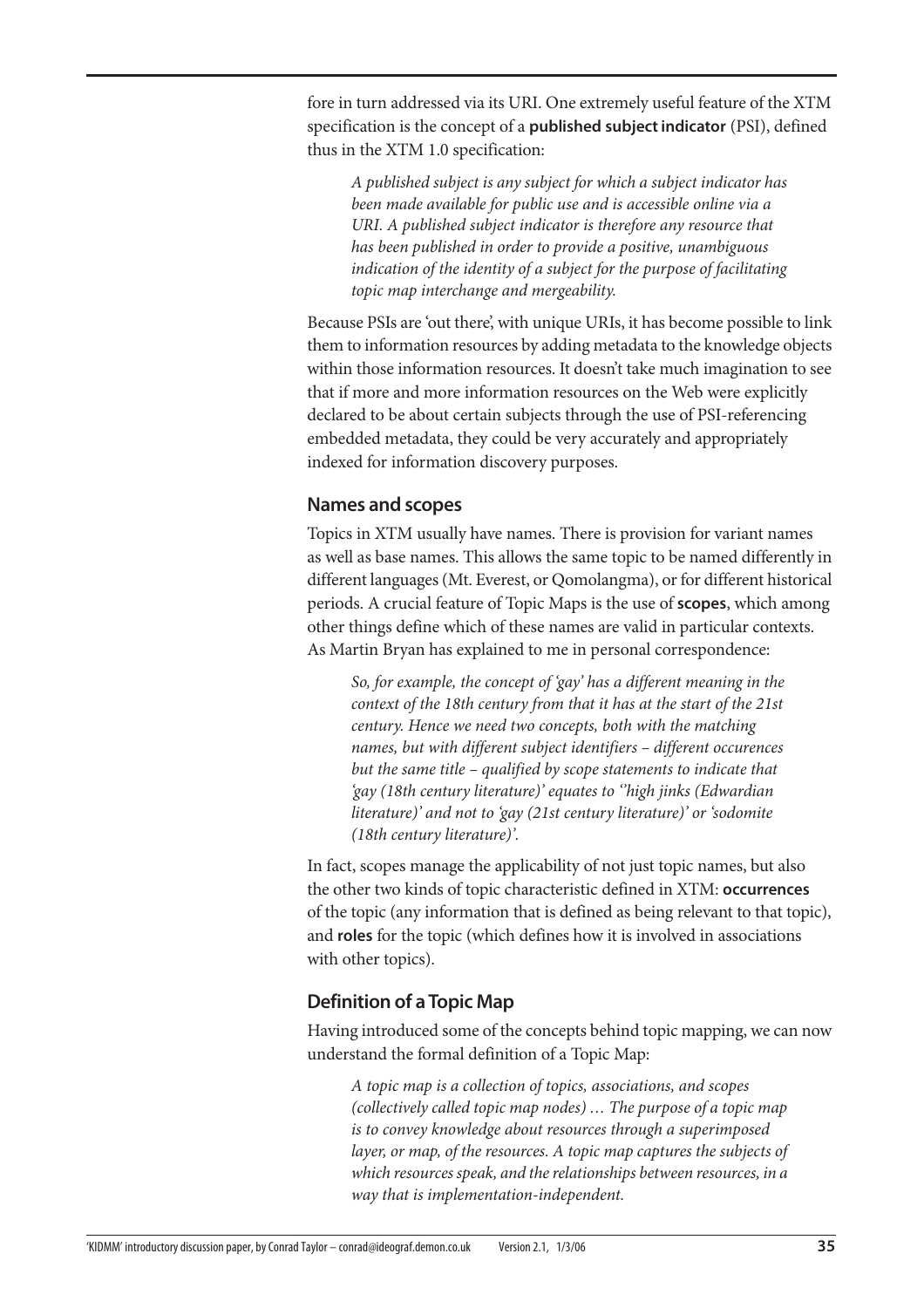fore in turn addressed via its URI. One extremely useful feature of the XTM specification is the concept of a **published subject indicator** (PSI), defined thus in the XTM 1.0 specification:

> *A published subject is any subject for which a subject indicator has been made available for public use and is accessible online via a URI. A published subject indicator is therefore any resource that has been published in order to provide a positive, unambiguous indication of the identity of a subject for the purpose of facilitating topic map interchange and mergeability.*

Because PSIs are 'out there', with unique URIs, it has become possible to link them to information resources by adding metadata to the knowledge objects within those information resources. It doesn't take much imagination to see that if more and more information resources on the Web were explicitly declared to be about certain subjects through the use of PSI-referencing embedded metadata, they could be very accurately and appropriately indexed for information discovery purposes.

### Names and scopes

Topics in XTM usually have names. There is provision for variant names as well as base names. This allows the same topic to be named differently in different languages (Mt. Everest, or Qomolangma), or for different historical periods. A crucial feature of Topic Maps is the use of **scopes**, which among other things define which of these names are valid in particular contexts. As Martin Bryan has explained to me in personal correspondence:

> *So, for example, the concept of 'gay' has a different meaning in the context of the 18th century from that it has at the start of the 21st century. Hence we need two concepts, both with the matching names, but with different subject identifiers – different occurences but the same title – qualified by scope statements to indicate that 'gay (18th century literature)' equates to ''high jinks (Edwardian literature)' and not to 'gay (21st century literature)' or 'sodomite (18th century literature)'.*

In fact, scopes manage the applicability of not just topic names, but also the other two kinds of topic characteristic defined in XTM: **occurrences** of the topic (any information that is defined as being relevant to that topic), and **roles** for the topic (which defines how it is involved in associations with other topics).

### Definition of a Topic Map

Having introduced some of the concepts behind topic mapping, we can now understand the formal definition of a Topic Map:

> *A topic map is a collection of topics, associations, and scopes (collectively called topic map nodes) … The purpose of a topic map is to convey knowledge about resources through a superimposed layer, or map, of the resources. A topic map captures the subjects of which resources speak, and the relationships between resources, in a way that is implementation-independent.*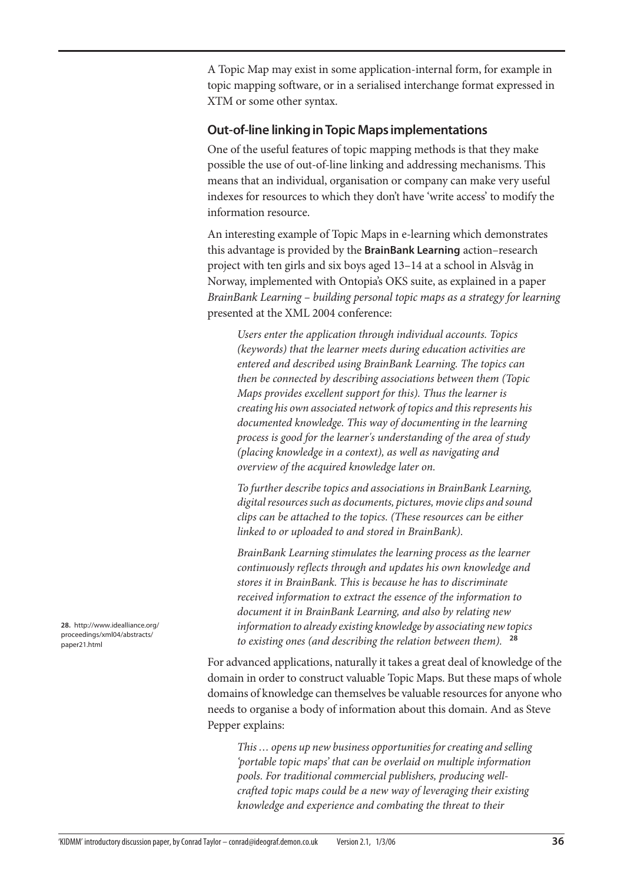A Topic Map may exist in some application-internal form, for example in topic mapping software, or in a serialised interchange format expressed in XTM or some other syntax.

## Out-of-line linking in Topic Maps implementations

One of the useful features of topic mapping methods is that they make possible the use of out-of-line linking and addressing mechanisms. This means that an individual, organisation or company can make very useful indexes for resources to which they don't have 'write access' to modify the information resource.

An interesting example of Topic Maps in e-learning which demonstrates this advantage is provided by the **BrainBank Learning** action–research project with ten girls and six boys aged 13–14 at a school in Alsvåg in Norway, implemented with Ontopia's OKS suite, as explained in a paper *BrainBank Learning – building personal topic maps as a strategy for learning* presented at the XML 2004 conference:

> *Users enter the application through individual accounts. Topics (keywords) that the learner meets during education activities are entered and described using BrainBank Learning. The topics can then be connected by describing associations between them (Topic Maps provides excellent support for this). Thus the learner is creating his own associated network of topics and this represents his documented knowledge. This way of documenting in the learning process is good for the learner's understanding of the area of study (placing knowledge in a context), as well as navigating and overview of the acquired knowledge later on.*
>
> *To further describe topics and associations in BrainBank Learning, digital resources such as documents, pictures, movie clips and sound clips can be attached to the topics. (These resources can be either linked to or uploaded to and stored in BrainBank).*
>
> *BrainBank Learning stimulates the learning process as the learner continuously reflects through and updates his own knowledge and stores it in BrainBank. This is because he has to discriminate received information to extract the essence of the information to document it in BrainBank Learning, and also by relating new information to already existing knowledge by associating new topics to existing ones (and describing the relation between them).* [28]

[28] http://www.idealliance.org/proceedings/xml04/abstracts/paper21.html

For advanced applications, naturally it takes a great deal of knowledge of the domain in order to construct valuable Topic Maps. But these maps of whole domains of knowledge can themselves be valuable resources for anyone who needs to organise a body of information about this domain. And as Steve Pepper explains:

> *This … opens up new business opportunities for creating and selling 'portable topic maps' that can be overlaid on multiple information pools. For traditional commercial publishers, producing well-crafted topic maps could be a new way of leveraging their existing knowledge and experience and combating the threat to their*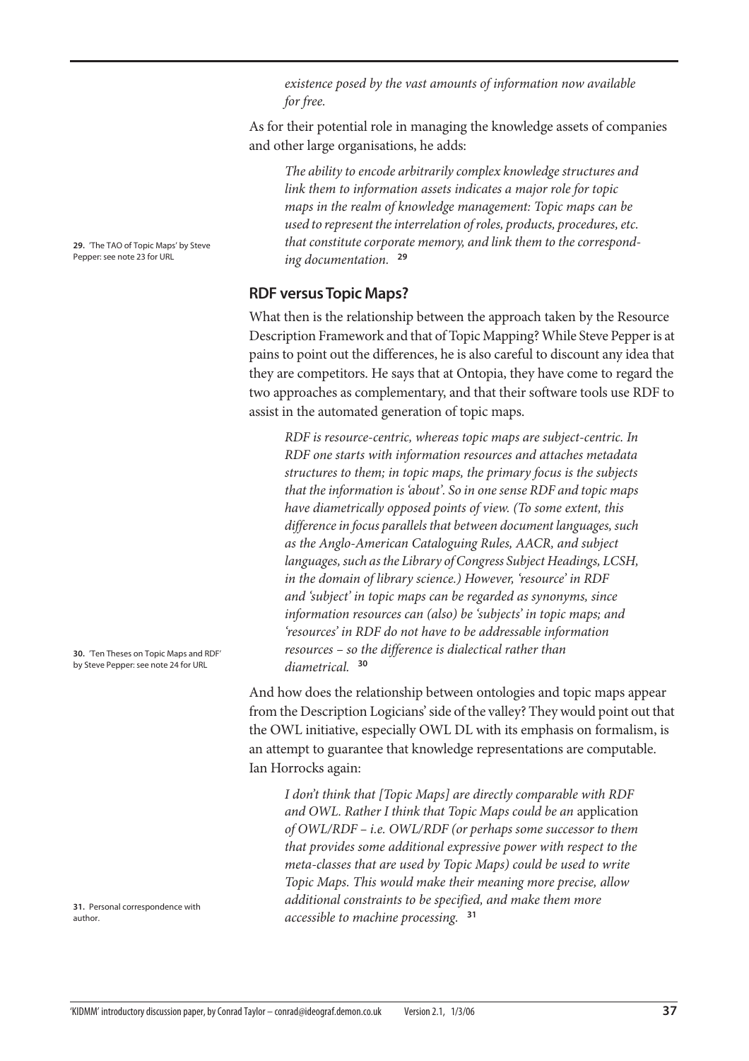*existence posed by the vast amounts of information now available for free.*

As for their potential role in managing the knowledge assets of companies and other large organisations, he adds:

*The ability to encode arbitrarily complex knowledge structures and link them to information assets indicates a major role for topic maps in the realm of knowledge management: Topic maps can be used to represent the interrelation of roles, products, procedures, etc. that constitute corporate memory, and link them to the corresponding documentation.* [29]

**29.** 'The TAO of Topic Maps' by Steve Pepper: see note 23 for URL

## RDF versus Topic Maps?

What then is the relationship between the approach taken by the Resource Description Framework and that of Topic Mapping? While Steve Pepper is at pains to point out the differences, he is also careful to discount any idea that they are competitors. He says that at Ontopia, they have come to regard the two approaches as complementary, and that their software tools use RDF to assist in the automated generation of topic maps.

*RDF is resource-centric, whereas topic maps are subject-centric. In RDF one starts with information resources and attaches metadata structures to them; in topic maps, the primary focus is the subjects that the information is 'about'. So in one sense RDF and topic maps have diametrically opposed points of view. (To some extent, this difference in focus parallels that between document languages, such as the Anglo-American Cataloguing Rules, AACR, and subject languages, such as the Library of Congress Subject Headings, LCSH, in the domain of library science.) However, 'resource' in RDF and 'subject' in topic maps can be regarded as synonyms, since information resources can (also) be 'subjects' in topic maps; and 'resources' in RDF do not have to be addressable information resources – so the difference is dialectical rather than diametrical.* [30]

**30.** 'Ten Theses on Topic Maps and RDF' by Steve Pepper: see note 24 for URL

And how does the relationship between ontologies and topic maps appear from the Description Logicians' side of the valley? They would point out that the OWL initiative, especially OWL DL with its emphasis on formalism, is an attempt to guarantee that knowledge representations are computable. Ian Horrocks again:

*I don't think that [Topic Maps] are directly comparable with RDF and OWL. Rather I think that Topic Maps could be an* application *of OWL/RDF – i.e. OWL/RDF (or perhaps some successor to them that provides some additional expressive power with respect to the meta-classes that are used by Topic Maps) could be used to write Topic Maps. This would make their meaning more precise, allow additional constraints to be specified, and make them more accessible to machine processing.* [31]

**31.** Personal correspondence with author.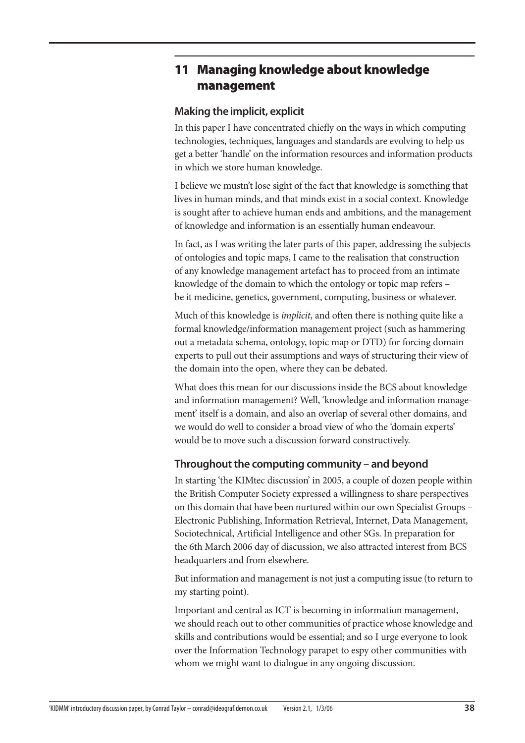## 11 Managing knowledge about knowledge management

### Making the implicit, explicit

In this paper I have concentrated chiefly on the ways in which computing technologies, techniques, languages and standards are evolving to help us get a better 'handle' on the information resources and information products in which we store human knowledge.

I believe we mustn't lose sight of the fact that knowledge is something that lives in human minds, and that minds exist in a social context. Knowledge is sought after to achieve human ends and ambitions, and the management of knowledge and information is an essentially human endeavour.

In fact, as I was writing the later parts of this paper, addressing the subjects of ontologies and topic maps, I came to the realisation that construction of any knowledge management artefact has to proceed from an intimate knowledge of the domain to which the ontology or topic map refers – be it medicine, genetics, government, computing, business or whatever.

Much of this knowledge is *implicit*, and often there is nothing quite like a formal knowledge/information management project (such as hammering out a metadata schema, ontology, topic map or DTD) for forcing domain experts to pull out their assumptions and ways of structuring their view of the domain into the open, where they can be debated.

What does this mean for our discussions inside the BCS about knowledge and information management? Well, 'knowledge and information management' itself is a domain, and also an overlap of several other domains, and we would do well to consider a broad view of who the 'domain experts' would be to move such a discussion forward constructively.

### Throughout the computing community – and beyond

In starting 'the KIMtec discussion' in 2005, a couple of dozen people within the British Computer Society expressed a willingness to share perspectives on this domain that have been nurtured within our own Specialist Groups – Electronic Publishing, Information Retrieval, Internet, Data Management, Sociotechnical, Artificial Intelligence and other SGs. In preparation for the 6th March 2006 day of discussion, we also attracted interest from BCS headquarters and from elsewhere.

But information and management is not just a computing issue (to return to my starting point).

Important and central as ICT is becoming in information management, we should reach out to other communities of practice whose knowledge and skills and contributions would be essential; and so I urge everyone to look over the Information Technology parapet to espy other communities with whom we might want to dialogue in any ongoing discussion.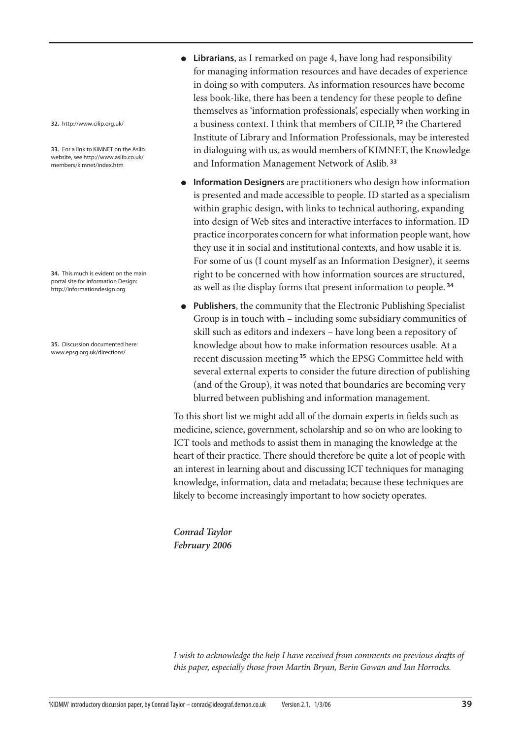- **Librarians**, as I remarked on page 4, have long had responsibility for managing information resources and have decades of experience in doing so with computers. As information resources have become less book-like, there has been a tendency for these people to define themselves as 'information professionals', especially when working in a business context. I think that members of CILIP,[32] the Chartered Institute of Library and Information Professionals, may be interested in dialoguing with us, as would members of KIMNET, the Knowledge and Information Management Network of Aslib.[33]
- **Information Designers** are practitioners who design how information is presented and made accessible to people. ID started as a specialism within graphic design, with links to technical authoring, expanding into design of Web sites and interactive interfaces to information. ID practice incorporates concern for what information people want, how they use it in social and institutional contexts, and how usable it is. For some of us (I count myself as an Information Designer), it seems right to be concerned with how information sources are structured, as well as the display forms that present information to people.[34]
- **Publishers**, the community that the Electronic Publishing Specialist Group is in touch with – including some subsidiary communities of skill such as editors and indexers – have long been a repository of knowledge about how to make information resources usable. At a recent discussion meeting[35] which the EPSG Committee held with several external experts to consider the future direction of publishing (and of the Group), it was noted that boundaries are becoming very blurred between publishing and information management.

To this short list we might add all of the domain experts in fields such as medicine, science, government, scholarship and so on who are looking to ICT tools and methods to assist them in managing the knowledge at the heart of their practice. There should therefore be quite a lot of people with an interest in learning about and discussing ICT techniques for managing knowledge, information, data and metadata; because these techniques are likely to become increasingly important to how society operates.

***Conrad Taylor***
***February 2006***

*I wish to acknowledge the help I have received from comments on previous drafts of this paper, especially those from Martin Bryan, Berin Gowan and Ian Horrocks.*

**32.** http://www.cilip.org.uk/

**33.** For a link to KIMNET on the Aslib website, see http://www.aslib.co.uk/members/kimnet/index.htm

**34.** This much is evident on the main portal site for Information Design: http://informationdesign.org

**35.** Discussion documented here: www.epsg.org.uk/directions/